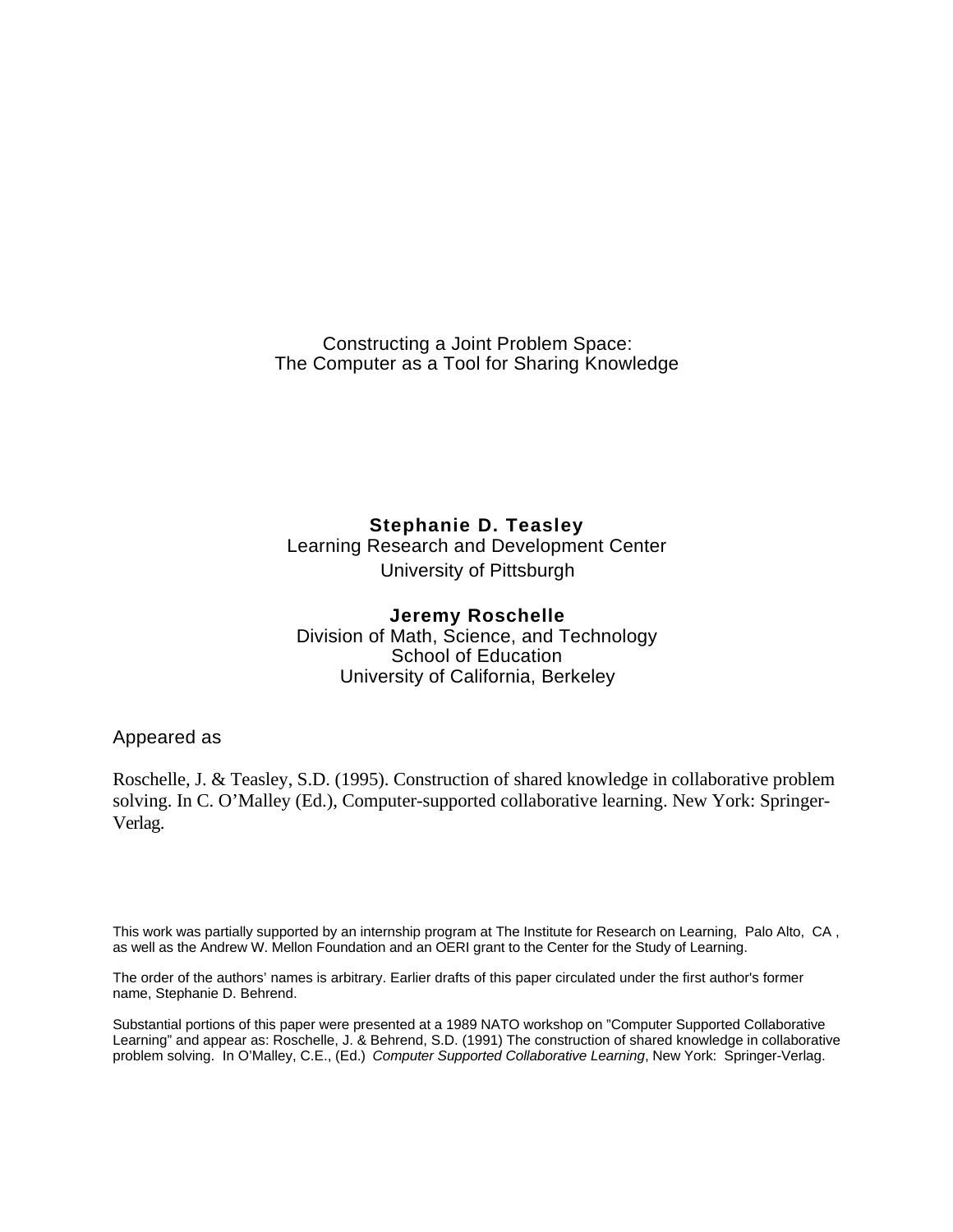# Constructing a Joint Problem Space:
# The Computer as a Tool for Sharing Knowledge

**Stephanie D. Teasley**
Learning Research and Development Center
University of Pittsburgh

**Jeremy Roschelle**
Division of Math, Science, and Technology
School of Education
University of California, Berkeley

Appeared as

Roschelle, J. & Teasley, S.D. (1995). Construction of shared knowledge in collaborative problem solving. In C. O'Malley (Ed.), Computer-supported collaborative learning. New York: Springer-Verlag.

This work was partially supported by an internship program at The Institute for Research on Learning, Palo Alto, CA , as well as the Andrew W. Mellon Foundation and an OERI grant to the Center for the Study of Learning.

The order of the authors' names is arbitrary. Earlier drafts of this paper circulated under the first author's former name, Stephanie D. Behrend.

Substantial portions of this paper were presented at a 1989 NATO workshop on "Computer Supported Collaborative Learning" and appear as: Roschelle, J. & Behrend, S.D. (1991) The construction of shared knowledge in collaborative problem solving. In O'Malley, C.E., (Ed.) *Computer Supported Collaborative Learning*, New York: Springer-Verlag.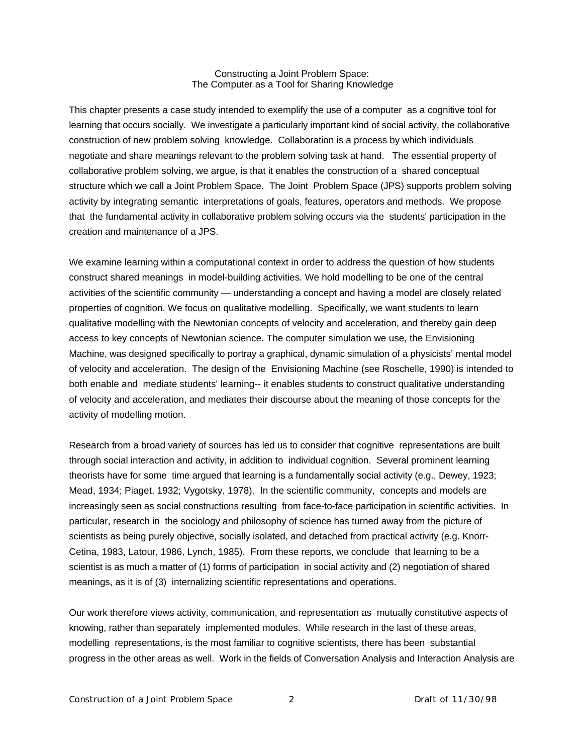Constructing a Joint Problem Space:
The Computer as a Tool for Sharing Knowledge

This chapter presents a case study intended to exemplify the use of a computer as a cognitive tool for learning that occurs socially. We investigate a particularly important kind of social activity, the collaborative construction of new problem solving knowledge. Collaboration is a process by which individuals negotiate and share meanings relevant to the problem solving task at hand. The essential property of collaborative problem solving, we argue, is that it enables the construction of a shared conceptual structure which we call a Joint Problem Space. The Joint Problem Space (JPS) supports problem solving activity by integrating semantic interpretations of goals, features, operators and methods. We propose that the fundamental activity in collaborative problem solving occurs via the students' participation in the creation and maintenance of a JPS.

We examine learning within a computational context in order to address the question of how students construct shared meanings in model-building activities. We hold modelling to be one of the central activities of the scientific community — understanding a concept and having a model are closely related properties of cognition. We focus on qualitative modelling. Specifically, we want students to learn qualitative modelling with the Newtonian concepts of velocity and acceleration, and thereby gain deep access to key concepts of Newtonian science. The computer simulation we use, the Envisioning Machine, was designed specifically to portray a graphical, dynamic simulation of a physicists' mental model of velocity and acceleration. The design of the Envisioning Machine (see Roschelle, 1990) is intended to both enable and mediate students' learning-- it enables students to construct qualitative understanding of velocity and acceleration, and mediates their discourse about the meaning of those concepts for the activity of modelling motion.

Research from a broad variety of sources has led us to consider that cognitive representations are built through social interaction and activity, in addition to individual cognition. Several prominent learning theorists have for some time argued that learning is a fundamentally social activity (e.g., Dewey, 1923; Mead, 1934; Piaget, 1932; Vygotsky, 1978). In the scientific community, concepts and models are increasingly seen as social constructions resulting from face-to-face participation in scientific activities. In particular, research in the sociology and philosophy of science has turned away from the picture of scientists as being purely objective, socially isolated, and detached from practical activity (e.g. Knorr-Cetina, 1983, Latour, 1986, Lynch, 1985). From these reports, we conclude that learning to be a scientist is as much a matter of (1) forms of participation in social activity and (2) negotiation of shared meanings, as it is of (3) internalizing scientific representations and operations.

Our work therefore views activity, communication, and representation as mutually constitutive aspects of knowing, rather than separately implemented modules. While research in the last of these areas, modelling representations, is the most familiar to cognitive scientists, there has been substantial progress in the other areas as well. Work in the fields of Conversation Analysis and Interaction Analysis are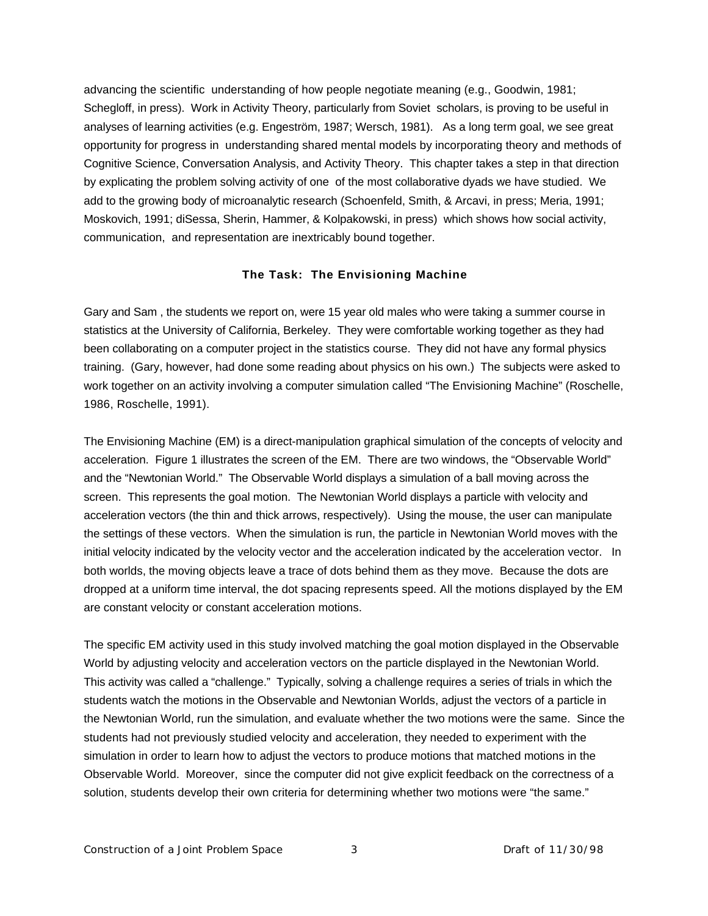advancing the scientific understanding of how people negotiate meaning (e.g., Goodwin, 1981; Schegloff, in press). Work in Activity Theory, particularly from Soviet scholars, is proving to be useful in analyses of learning activities (e.g. Engeström, 1987; Wersch, 1981). As a long term goal, we see great opportunity for progress in understanding shared mental models by incorporating theory and methods of Cognitive Science, Conversation Analysis, and Activity Theory. This chapter takes a step in that direction by explicating the problem solving activity of one of the most collaborative dyads we have studied. We add to the growing body of microanalytic research (Schoenfeld, Smith, & Arcavi, in press; Meria, 1991; Moskovich, 1991; diSessa, Sherin, Hammer, & Kolpakowski, in press) which shows how social activity, communication, and representation are inextricably bound together.

### The Task: The Envisioning Machine

Gary and Sam , the students we report on, were 15 year old males who were taking a summer course in statistics at the University of California, Berkeley. They were comfortable working together as they had been collaborating on a computer project in the statistics course. They did not have any formal physics training. (Gary, however, had done some reading about physics on his own.) The subjects were asked to work together on an activity involving a computer simulation called "The Envisioning Machine" (Roschelle, 1986, Roschelle, 1991).

The Envisioning Machine (EM) is a direct-manipulation graphical simulation of the concepts of velocity and acceleration. Figure 1 illustrates the screen of the EM. There are two windows, the "Observable World" and the "Newtonian World." The Observable World displays a simulation of a ball moving across the screen. This represents the goal motion. The Newtonian World displays a particle with velocity and acceleration vectors (the thin and thick arrows, respectively). Using the mouse, the user can manipulate the settings of these vectors. When the simulation is run, the particle in Newtonian World moves with the initial velocity indicated by the velocity vector and the acceleration indicated by the acceleration vector. In both worlds, the moving objects leave a trace of dots behind them as they move. Because the dots are dropped at a uniform time interval, the dot spacing represents speed. All the motions displayed by the EM are constant velocity or constant acceleration motions.

The specific EM activity used in this study involved matching the goal motion displayed in the Observable World by adjusting velocity and acceleration vectors on the particle displayed in the Newtonian World. This activity was called a "challenge." Typically, solving a challenge requires a series of trials in which the students watch the motions in the Observable and Newtonian Worlds, adjust the vectors of a particle in the Newtonian World, run the simulation, and evaluate whether the two motions were the same. Since the students had not previously studied velocity and acceleration, they needed to experiment with the simulation in order to learn how to adjust the vectors to produce motions that matched motions in the Observable World. Moreover, since the computer did not give explicit feedback on the correctness of a solution, students develop their own criteria for determining whether two motions were "the same."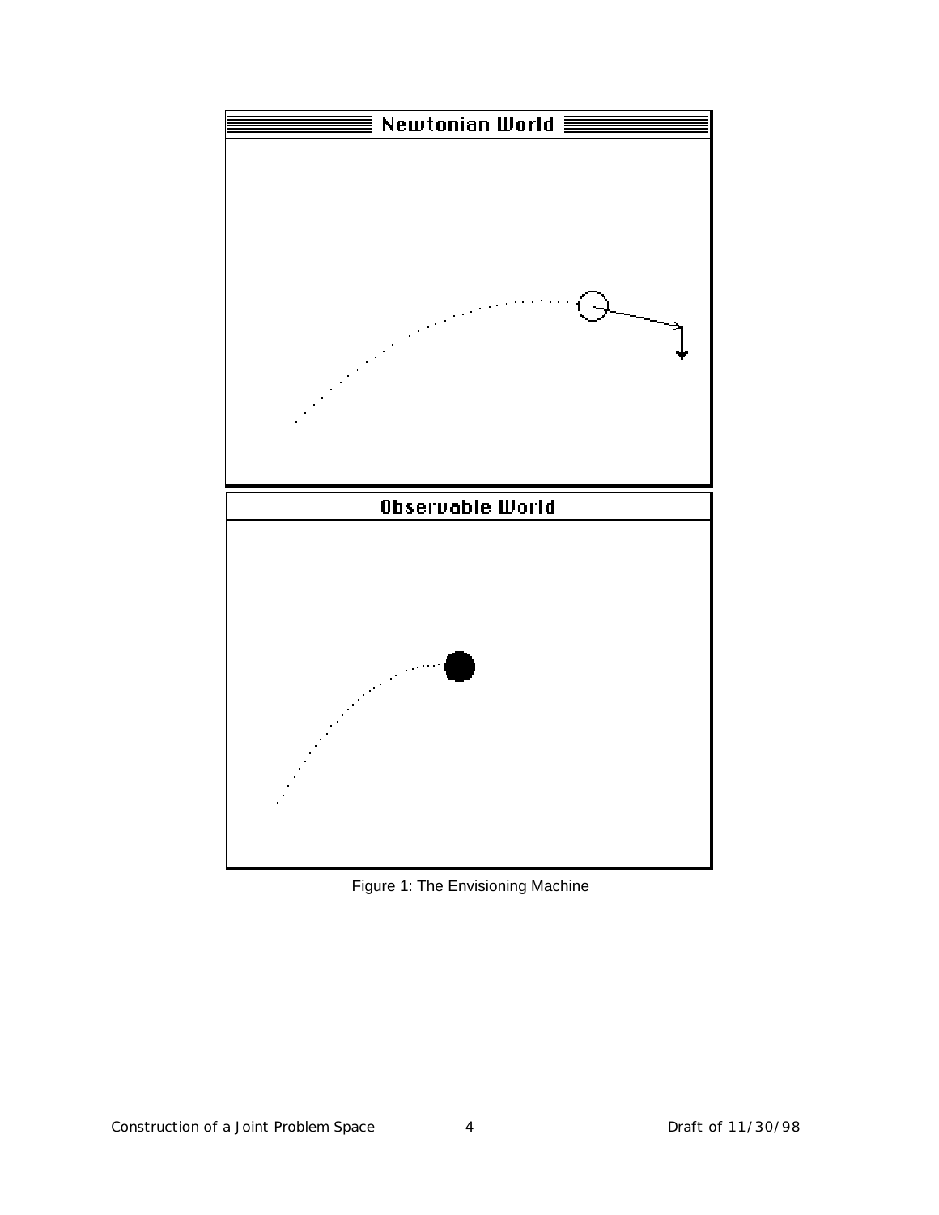Figure 1: The Envisioning Machine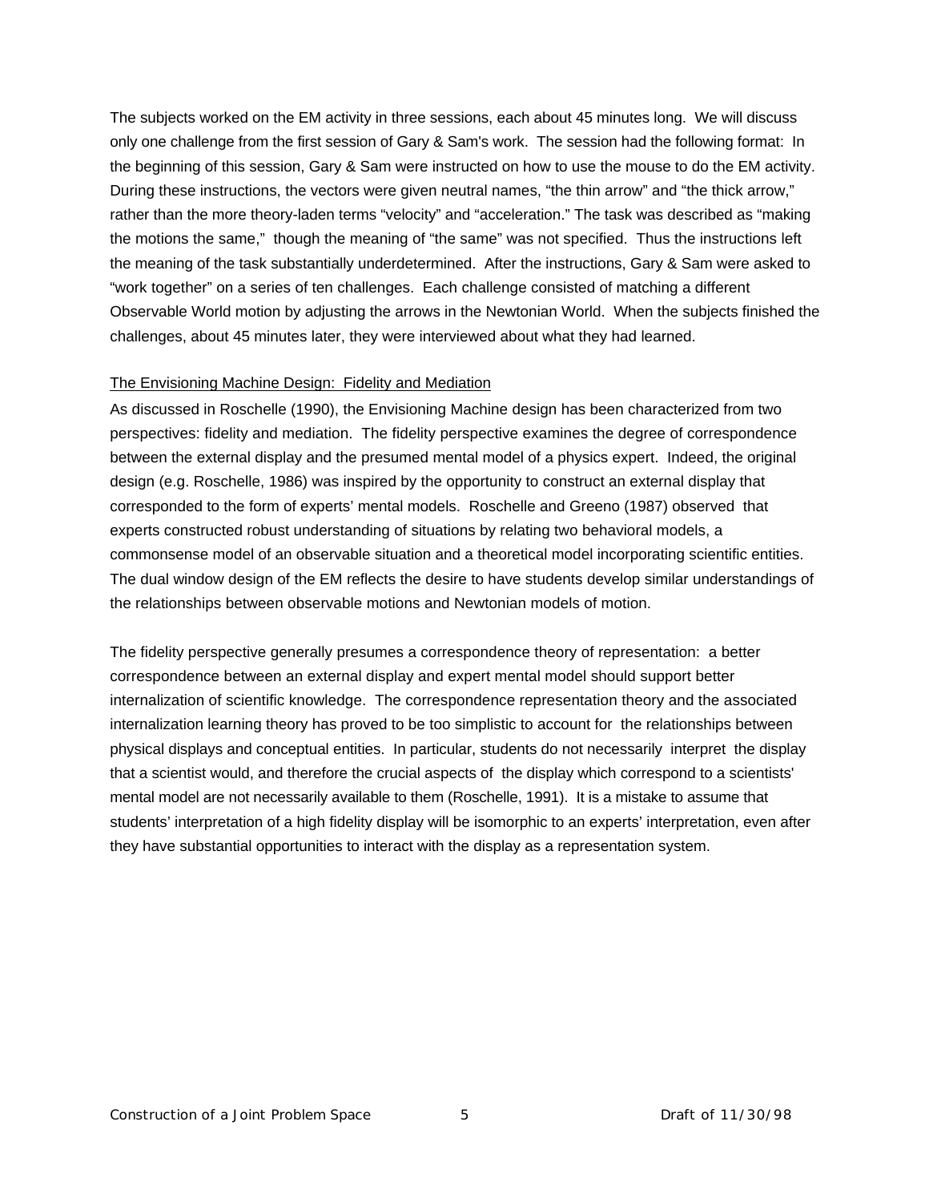The subjects worked on the EM activity in three sessions, each about 45 minutes long. We will discuss only one challenge from the first session of Gary & Sam's work. The session had the following format: In the beginning of this session, Gary & Sam were instructed on how to use the mouse to do the EM activity. During these instructions, the vectors were given neutral names, "the thin arrow" and "the thick arrow," rather than the more theory-laden terms "velocity" and "acceleration." The task was described as "making the motions the same," though the meaning of "the same" was not specified. Thus the instructions left the meaning of the task substantially underdetermined. After the instructions, Gary & Sam were asked to "work together" on a series of ten challenges. Each challenge consisted of matching a different Observable World motion by adjusting the arrows in the Newtonian World. When the subjects finished the challenges, about 45 minutes later, they were interviewed about what they had learned.

## The Envisioning Machine Design: Fidelity and Mediation

As discussed in Roschelle (1990), the Envisioning Machine design has been characterized from two perspectives: fidelity and mediation. The fidelity perspective examines the degree of correspondence between the external display and the presumed mental model of a physics expert. Indeed, the original design (e.g. Roschelle, 1986) was inspired by the opportunity to construct an external display that corresponded to the form of experts' mental models. Roschelle and Greeno (1987) observed that experts constructed robust understanding of situations by relating two behavioral models, a commonsense model of an observable situation and a theoretical model incorporating scientific entities. The dual window design of the EM reflects the desire to have students develop similar understandings of the relationships between observable motions and Newtonian models of motion.

The fidelity perspective generally presumes a correspondence theory of representation: a better correspondence between an external display and expert mental model should support better internalization of scientific knowledge. The correspondence representation theory and the associated internalization learning theory has proved to be too simplistic to account for the relationships between physical displays and conceptual entities. In particular, students do not necessarily interpret the display that a scientist would, and therefore the crucial aspects of the display which correspond to a scientists' mental model are not necessarily available to them (Roschelle, 1991). It is a mistake to assume that students' interpretation of a high fidelity display will be isomorphic to an experts' interpretation, even after they have substantial opportunities to interact with the display as a representation system.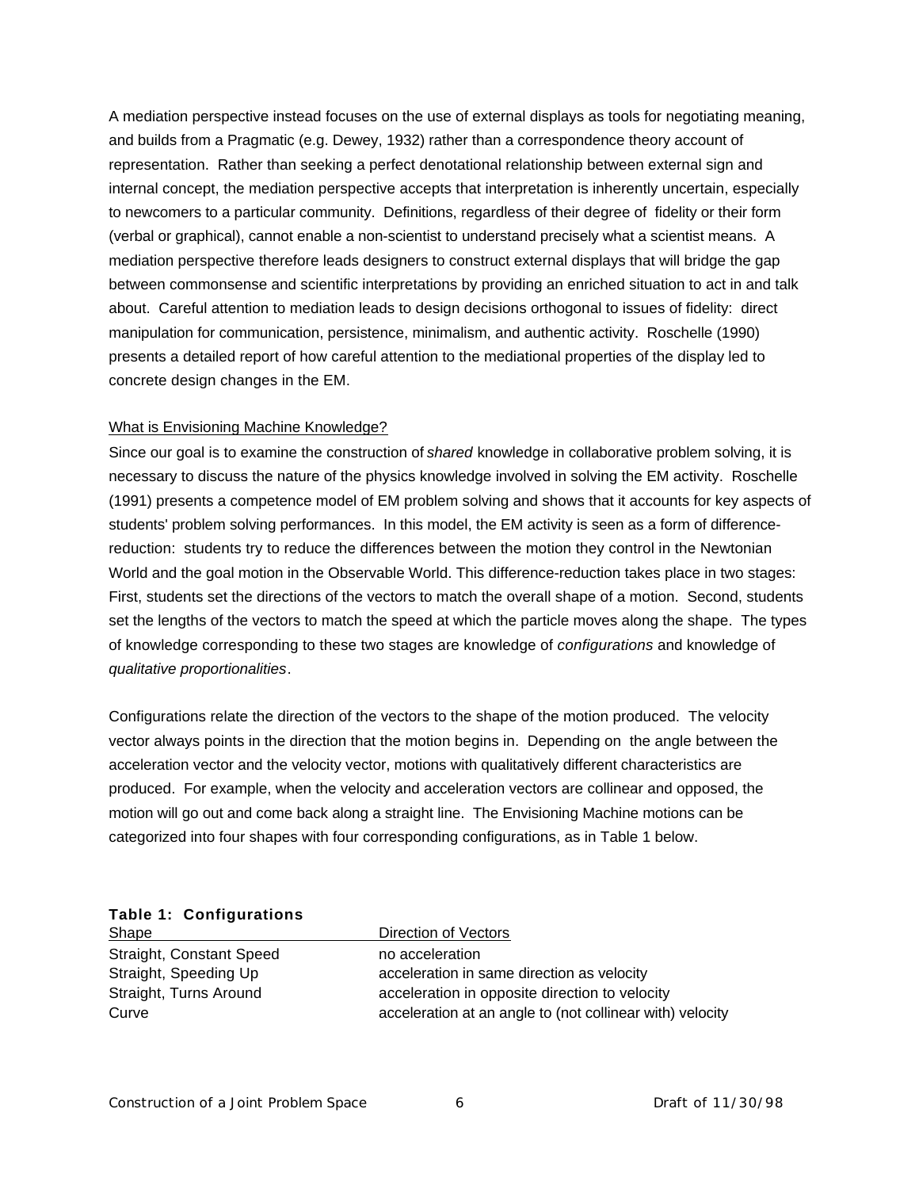A mediation perspective instead focuses on the use of external displays as tools for negotiating meaning, and builds from a Pragmatic (e.g. Dewey, 1932) rather than a correspondence theory account of representation. Rather than seeking a perfect denotational relationship between external sign and internal concept, the mediation perspective accepts that interpretation is inherently uncertain, especially to newcomers to a particular community. Definitions, regardless of their degree of fidelity or their form (verbal or graphical), cannot enable a non-scientist to understand precisely what a scientist means. A mediation perspective therefore leads designers to construct external displays that will bridge the gap between commonsense and scientific interpretations by providing an enriched situation to act in and talk about. Careful attention to mediation leads to design decisions orthogonal to issues of fidelity: direct manipulation for communication, persistence, minimalism, and authentic activity. Roschelle (1990) presents a detailed report of how careful attention to the mediational properties of the display led to concrete design changes in the EM.

What is Envisioning Machine Knowledge?

Since our goal is to examine the construction of *shared* knowledge in collaborative problem solving, it is necessary to discuss the nature of the physics knowledge involved in solving the EM activity. Roschelle (1991) presents a competence model of EM problem solving and shows that it accounts for key aspects of students' problem solving performances. In this model, the EM activity is seen as a form of difference-reduction: students try to reduce the differences between the motion they control in the Newtonian World and the goal motion in the Observable World. This difference-reduction takes place in two stages: First, students set the directions of the vectors to match the overall shape of a motion. Second, students set the lengths of the vectors to match the speed at which the particle moves along the shape. The types of knowledge corresponding to these two stages are knowledge of *configurations* and knowledge of *qualitative proportionalities*.

Configurations relate the direction of the vectors to the shape of the motion produced. The velocity vector always points in the direction that the motion begins in. Depending on the angle between the acceleration vector and the velocity vector, motions with qualitatively different characteristics are produced. For example, when the velocity and acceleration vectors are collinear and opposed, the motion will go out and come back along a straight line. The Envisioning Machine motions can be categorized into four shapes with four corresponding configurations, as in Table 1 below.

**Table 1: Configurations**

| Shape | Direction of Vectors |
|---|---|
| Straight, Constant Speed | no acceleration |
| Straight, Speeding Up | acceleration in same direction as velocity |
| Straight, Turns Around | acceleration in opposite direction to velocity |
| Curve | acceleration at an angle to (not collinear with) velocity |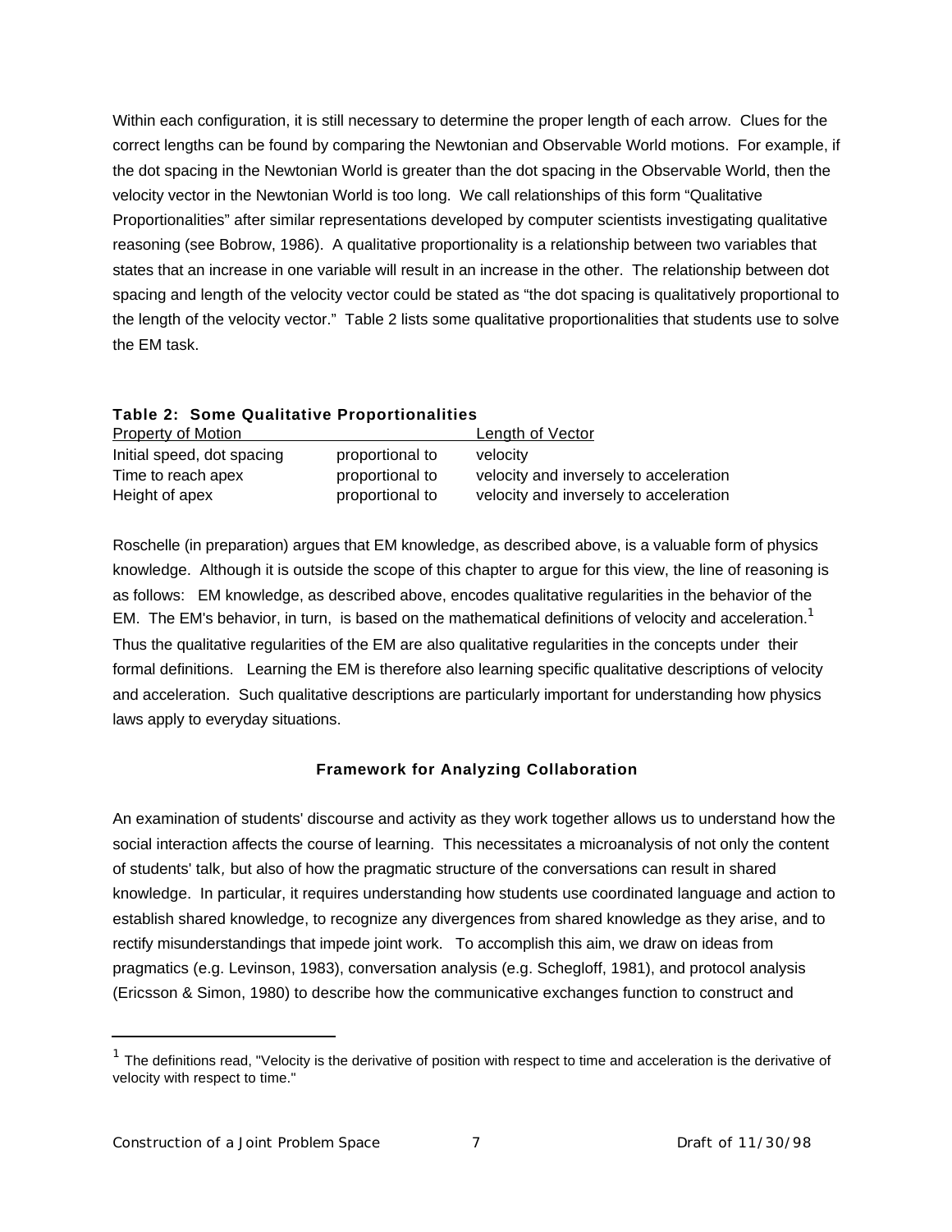Within each configuration, it is still necessary to determine the proper length of each arrow. Clues for the correct lengths can be found by comparing the Newtonian and Observable World motions. For example, if the dot spacing in the Newtonian World is greater than the dot spacing in the Observable World, then the velocity vector in the Newtonian World is too long. We call relationships of this form "Qualitative Proportionalities" after similar representations developed by computer scientists investigating qualitative reasoning (see Bobrow, 1986). A qualitative proportionality is a relationship between two variables that states that an increase in one variable will result in an increase in the other. The relationship between dot spacing and length of the velocity vector could be stated as "the dot spacing is qualitatively proportional to the length of the velocity vector." Table 2 lists some qualitative proportionalities that students use to solve the EM task.

**Table 2: Some Qualitative Proportionalities**

| Property of Motion | | Length of Vector |
|---|---|---|
| Initial speed, dot spacing | proportional to | velocity |
| Time to reach apex | proportional to | velocity and inversely to acceleration |
| Height of apex | proportional to | velocity and inversely to acceleration |

Roschelle (in preparation) argues that EM knowledge, as described above, is a valuable form of physics knowledge. Although it is outside the scope of this chapter to argue for this view, the line of reasoning is as follows: EM knowledge, as described above, encodes qualitative regularities in the behavior of the EM. The EM's behavior, in turn, is based on the mathematical definitions of velocity and acceleration.[1] Thus the qualitative regularities of the EM are also qualitative regularities in the concepts under their formal definitions. Learning the EM is therefore also learning specific qualitative descriptions of velocity and acceleration. Such qualitative descriptions are particularly important for understanding how physics laws apply to everyday situations.

## Framework for Analyzing Collaboration

An examination of students' discourse and activity as they work together allows us to understand how the social interaction affects the course of learning. This necessitates a microanalysis of not only the content of students' talk, but also of how the pragmatic structure of the conversations can result in shared knowledge. In particular, it requires understanding how students use coordinated language and action to establish shared knowledge, to recognize any divergences from shared knowledge as they arise, and to rectify misunderstandings that impede joint work. To accomplish this aim, we draw on ideas from pragmatics (e.g. Levinson, 1983), conversation analysis (e.g. Schegloff, 1981), and protocol analysis (Ericsson & Simon, 1980) to describe how the communicative exchanges function to construct and

---

[1] The definitions read, "Velocity is the derivative of position with respect to time and acceleration is the derivative of velocity with respect to time."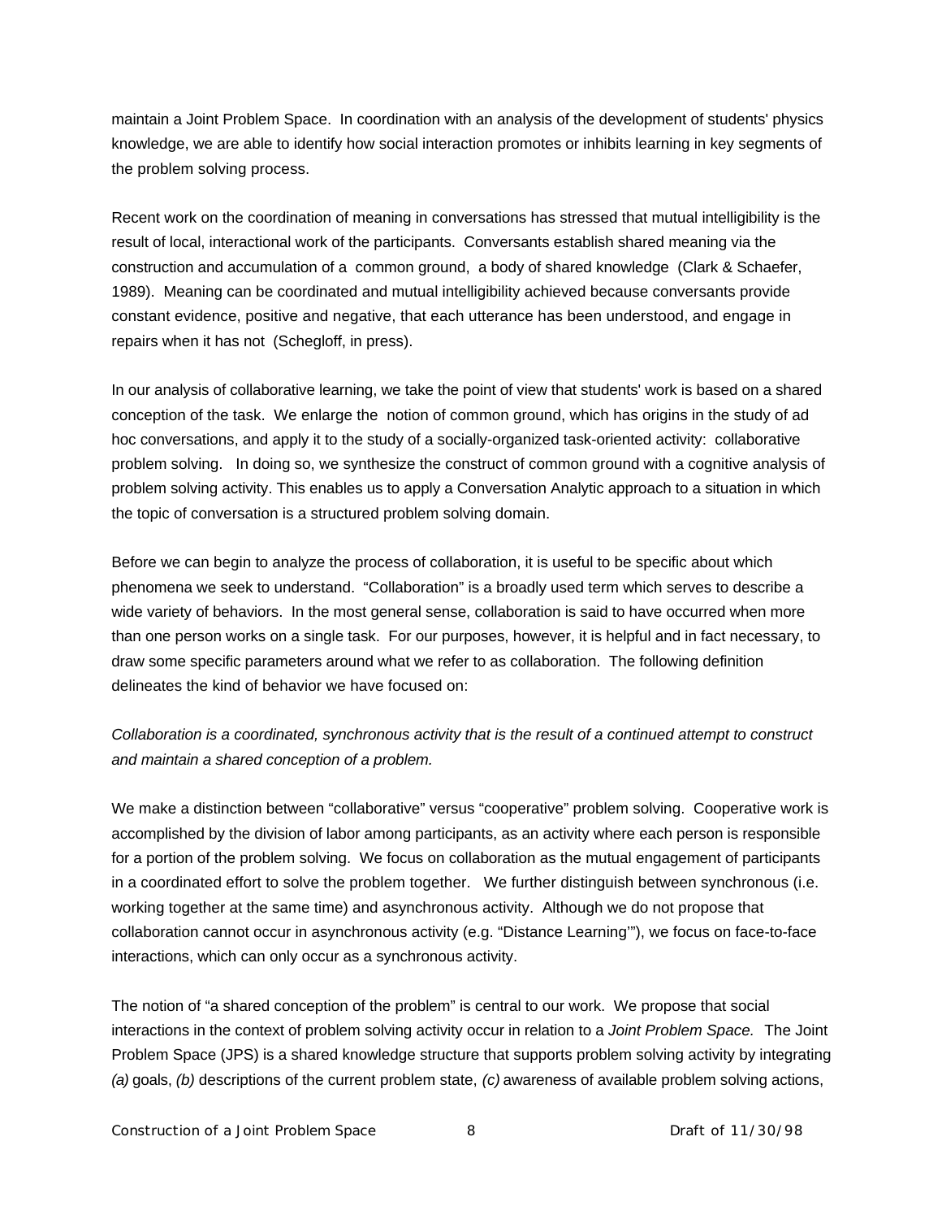maintain a Joint Problem Space. In coordination with an analysis of the development of students' physics knowledge, we are able to identify how social interaction promotes or inhibits learning in key segments of the problem solving process.

Recent work on the coordination of meaning in conversations has stressed that mutual intelligibility is the result of local, interactional work of the participants. Conversants establish shared meaning via the construction and accumulation of a common ground, a body of shared knowledge (Clark & Schaefer, 1989). Meaning can be coordinated and mutual intelligibility achieved because conversants provide constant evidence, positive and negative, that each utterance has been understood, and engage in repairs when it has not (Schegloff, in press).

In our analysis of collaborative learning, we take the point of view that students' work is based on a shared conception of the task. We enlarge the notion of common ground, which has origins in the study of ad hoc conversations, and apply it to the study of a socially-organized task-oriented activity: collaborative problem solving. In doing so, we synthesize the construct of common ground with a cognitive analysis of problem solving activity. This enables us to apply a Conversation Analytic approach to a situation in which the topic of conversation is a structured problem solving domain.

Before we can begin to analyze the process of collaboration, it is useful to be specific about which phenomena we seek to understand. "Collaboration" is a broadly used term which serves to describe a wide variety of behaviors. In the most general sense, collaboration is said to have occurred when more than one person works on a single task. For our purposes, however, it is helpful and in fact necessary, to draw some specific parameters around what we refer to as collaboration. The following definition delineates the kind of behavior we have focused on:

*Collaboration is a coordinated, synchronous activity that is the result of a continued attempt to construct and maintain a shared conception of a problem.*

We make a distinction between "collaborative" versus "cooperative" problem solving. Cooperative work is accomplished by the division of labor among participants, as an activity where each person is responsible for a portion of the problem solving. We focus on collaboration as the mutual engagement of participants in a coordinated effort to solve the problem together. We further distinguish between synchronous (i.e. working together at the same time) and asynchronous activity. Although we do not propose that collaboration cannot occur in asynchronous activity (e.g. "Distance Learning'"), we focus on face-to-face interactions, which can only occur as a synchronous activity.

The notion of "a shared conception of the problem" is central to our work. We propose that social interactions in the context of problem solving activity occur in relation to a *Joint Problem Space.* The Joint Problem Space (JPS) is a shared knowledge structure that supports problem solving activity by integrating *(a)* goals, *(b)* descriptions of the current problem state, *(c)* awareness of available problem solving actions,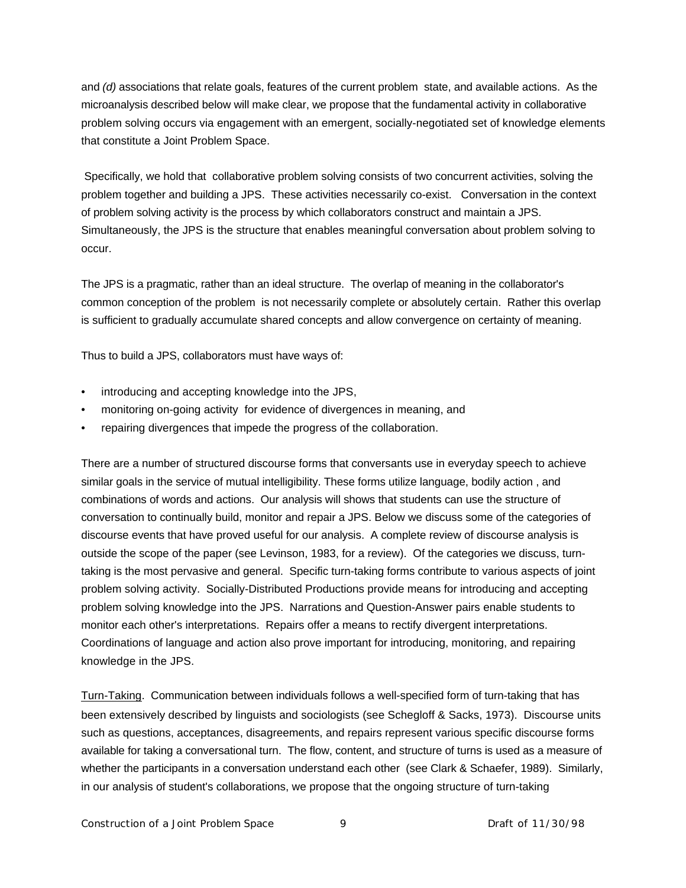and *(d)* associations that relate goals, features of the current problem state, and available actions. As the microanalysis described below will make clear, we propose that the fundamental activity in collaborative problem solving occurs via engagement with an emergent, socially-negotiated set of knowledge elements that constitute a Joint Problem Space.

Specifically, we hold that collaborative problem solving consists of two concurrent activities, solving the problem together and building a JPS. These activities necessarily co-exist. Conversation in the context of problem solving activity is the process by which collaborators construct and maintain a JPS. Simultaneously, the JPS is the structure that enables meaningful conversation about problem solving to occur.

The JPS is a pragmatic, rather than an ideal structure. The overlap of meaning in the collaborator's common conception of the problem is not necessarily complete or absolutely certain. Rather this overlap is sufficient to gradually accumulate shared concepts and allow convergence on certainty of meaning.

Thus to build a JPS, collaborators must have ways of:

- introducing and accepting knowledge into the JPS,
- monitoring on-going activity for evidence of divergences in meaning, and
- repairing divergences that impede the progress of the collaboration.

There are a number of structured discourse forms that conversants use in everyday speech to achieve similar goals in the service of mutual intelligibility. These forms utilize language, bodily action , and combinations of words and actions. Our analysis will shows that students can use the structure of conversation to continually build, monitor and repair a JPS. Below we discuss some of the categories of discourse events that have proved useful for our analysis. A complete review of discourse analysis is outside the scope of the paper (see Levinson, 1983, for a review). Of the categories we discuss, turn-taking is the most pervasive and general. Specific turn-taking forms contribute to various aspects of joint problem solving activity. Socially-Distributed Productions provide means for introducing and accepting problem solving knowledge into the JPS. Narrations and Question-Answer pairs enable students to monitor each other's interpretations. Repairs offer a means to rectify divergent interpretations. Coordinations of language and action also prove important for introducing, monitoring, and repairing knowledge in the JPS.

<u>Turn-Taking</u>. Communication between individuals follows a well-specified form of turn-taking that has been extensively described by linguists and sociologists (see Schegloff & Sacks, 1973). Discourse units such as questions, acceptances, disagreements, and repairs represent various specific discourse forms available for taking a conversational turn. The flow, content, and structure of turns is used as a measure of whether the participants in a conversation understand each other (see Clark & Schaefer, 1989). Similarly, in our analysis of student's collaborations, we propose that the ongoing structure of turn-taking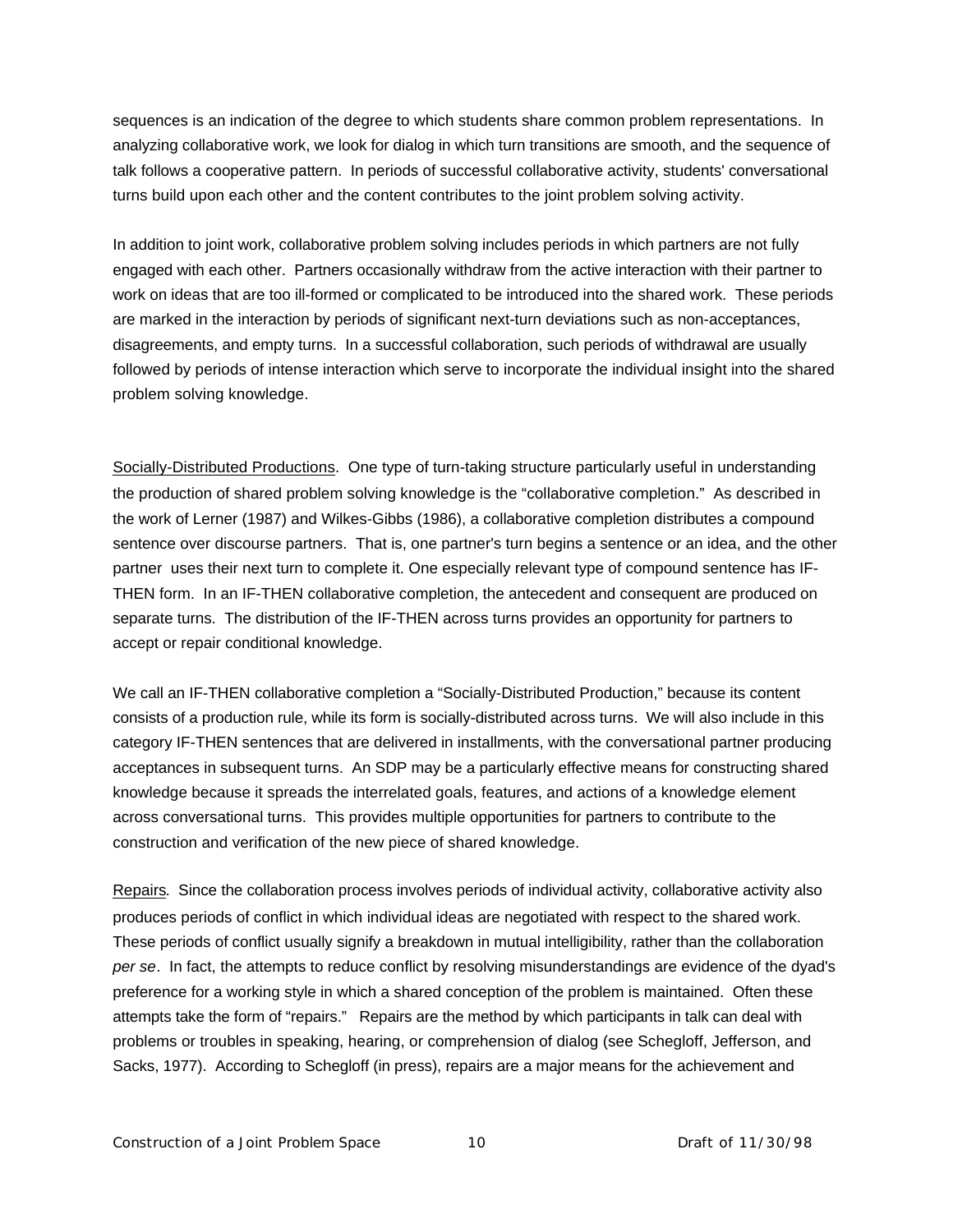sequences is an indication of the degree to which students share common problem representations. In analyzing collaborative work, we look for dialog in which turn transitions are smooth, and the sequence of talk follows a cooperative pattern. In periods of successful collaborative activity, students' conversational turns build upon each other and the content contributes to the joint problem solving activity.

In addition to joint work, collaborative problem solving includes periods in which partners are not fully engaged with each other. Partners occasionally withdraw from the active interaction with their partner to work on ideas that are too ill-formed or complicated to be introduced into the shared work. These periods are marked in the interaction by periods of significant next-turn deviations such as non-acceptances, disagreements, and empty turns. In a successful collaboration, such periods of withdrawal are usually followed by periods of intense interaction which serve to incorporate the individual insight into the shared problem solving knowledge.

Socially-Distributed Productions. One type of turn-taking structure particularly useful in understanding the production of shared problem solving knowledge is the "collaborative completion." As described in the work of Lerner (1987) and Wilkes-Gibbs (1986), a collaborative completion distributes a compound sentence over discourse partners. That is, one partner's turn begins a sentence or an idea, and the other partner uses their next turn to complete it. One especially relevant type of compound sentence has IF-THEN form. In an IF-THEN collaborative completion, the antecedent and consequent are produced on separate turns. The distribution of the IF-THEN across turns provides an opportunity for partners to accept or repair conditional knowledge.

We call an IF-THEN collaborative completion a "Socially-Distributed Production," because its content consists of a production rule, while its form is socially-distributed across turns. We will also include in this category IF-THEN sentences that are delivered in installments, with the conversational partner producing acceptances in subsequent turns. An SDP may be a particularly effective means for constructing shared knowledge because it spreads the interrelated goals, features, and actions of a knowledge element across conversational turns. This provides multiple opportunities for partners to contribute to the construction and verification of the new piece of shared knowledge.

Repairs. Since the collaboration process involves periods of individual activity, collaborative activity also produces periods of conflict in which individual ideas are negotiated with respect to the shared work. These periods of conflict usually signify a breakdown in mutual intelligibility, rather than the collaboration *per se*. In fact, the attempts to reduce conflict by resolving misunderstandings are evidence of the dyad's preference for a working style in which a shared conception of the problem is maintained. Often these attempts take the form of "repairs." Repairs are the method by which participants in talk can deal with problems or troubles in speaking, hearing, or comprehension of dialog (see Schegloff, Jefferson, and Sacks, 1977). According to Schegloff (in press), repairs are a major means for the achievement and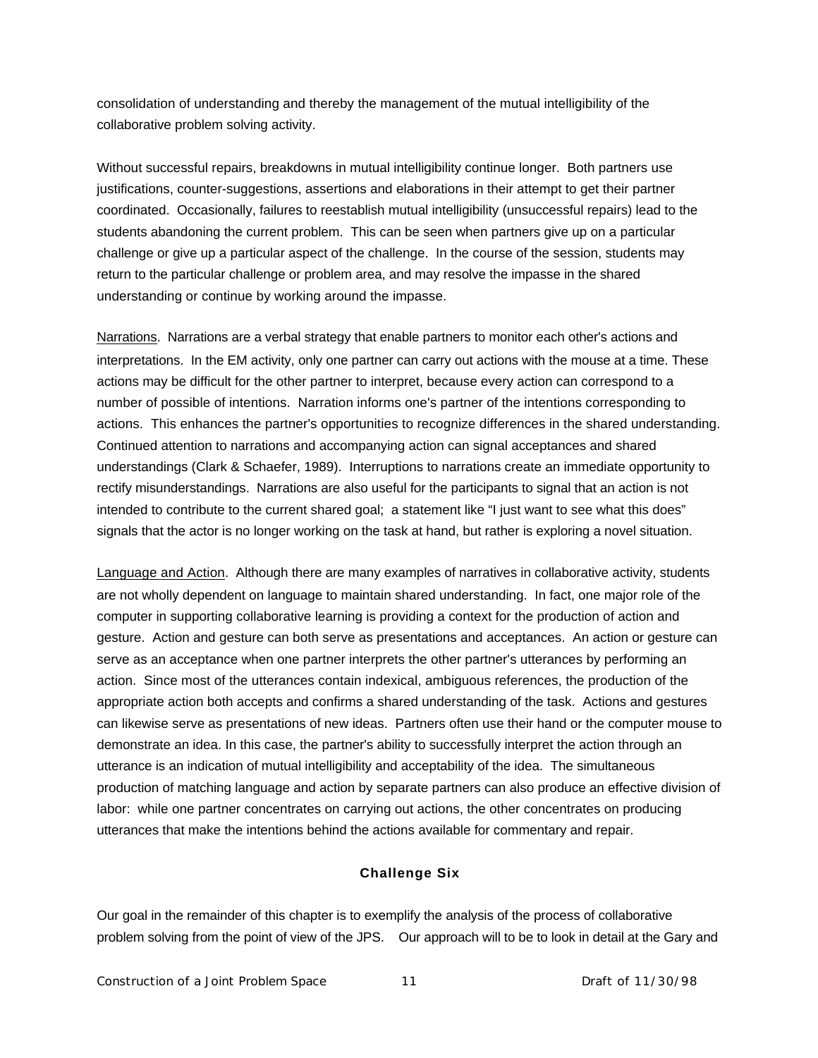consolidation of understanding and thereby the management of the mutual intelligibility of the collaborative problem solving activity.

Without successful repairs, breakdowns in mutual intelligibility continue longer. Both partners use justifications, counter-suggestions, assertions and elaborations in their attempt to get their partner coordinated. Occasionally, failures to reestablish mutual intelligibility (unsuccessful repairs) lead to the students abandoning the current problem. This can be seen when partners give up on a particular challenge or give up a particular aspect of the challenge. In the course of the session, students may return to the particular challenge or problem area, and may resolve the impasse in the shared understanding or continue by working around the impasse.

Narrations. Narrations are a verbal strategy that enable partners to monitor each other's actions and interpretations. In the EM activity, only one partner can carry out actions with the mouse at a time. These actions may be difficult for the other partner to interpret, because every action can correspond to a number of possible of intentions. Narration informs one's partner of the intentions corresponding to actions. This enhances the partner's opportunities to recognize differences in the shared understanding. Continued attention to narrations and accompanying action can signal acceptances and shared understandings (Clark & Schaefer, 1989). Interruptions to narrations create an immediate opportunity to rectify misunderstandings. Narrations are also useful for the participants to signal that an action is not intended to contribute to the current shared goal; a statement like "I just want to see what this does" signals that the actor is no longer working on the task at hand, but rather is exploring a novel situation.

Language and Action. Although there are many examples of narratives in collaborative activity, students are not wholly dependent on language to maintain shared understanding. In fact, one major role of the computer in supporting collaborative learning is providing a context for the production of action and gesture. Action and gesture can both serve as presentations and acceptances. An action or gesture can serve as an acceptance when one partner interprets the other partner's utterances by performing an action. Since most of the utterances contain indexical, ambiguous references, the production of the appropriate action both accepts and confirms a shared understanding of the task. Actions and gestures can likewise serve as presentations of new ideas. Partners often use their hand or the computer mouse to demonstrate an idea. In this case, the partner's ability to successfully interpret the action through an utterance is an indication of mutual intelligibility and acceptability of the idea. The simultaneous production of matching language and action by separate partners can also produce an effective division of labor: while one partner concentrates on carrying out actions, the other concentrates on producing utterances that make the intentions behind the actions available for commentary and repair.

## Challenge Six

Our goal in the remainder of this chapter is to exemplify the analysis of the process of collaborative problem solving from the point of view of the JPS. Our approach will to be to look in detail at the Gary and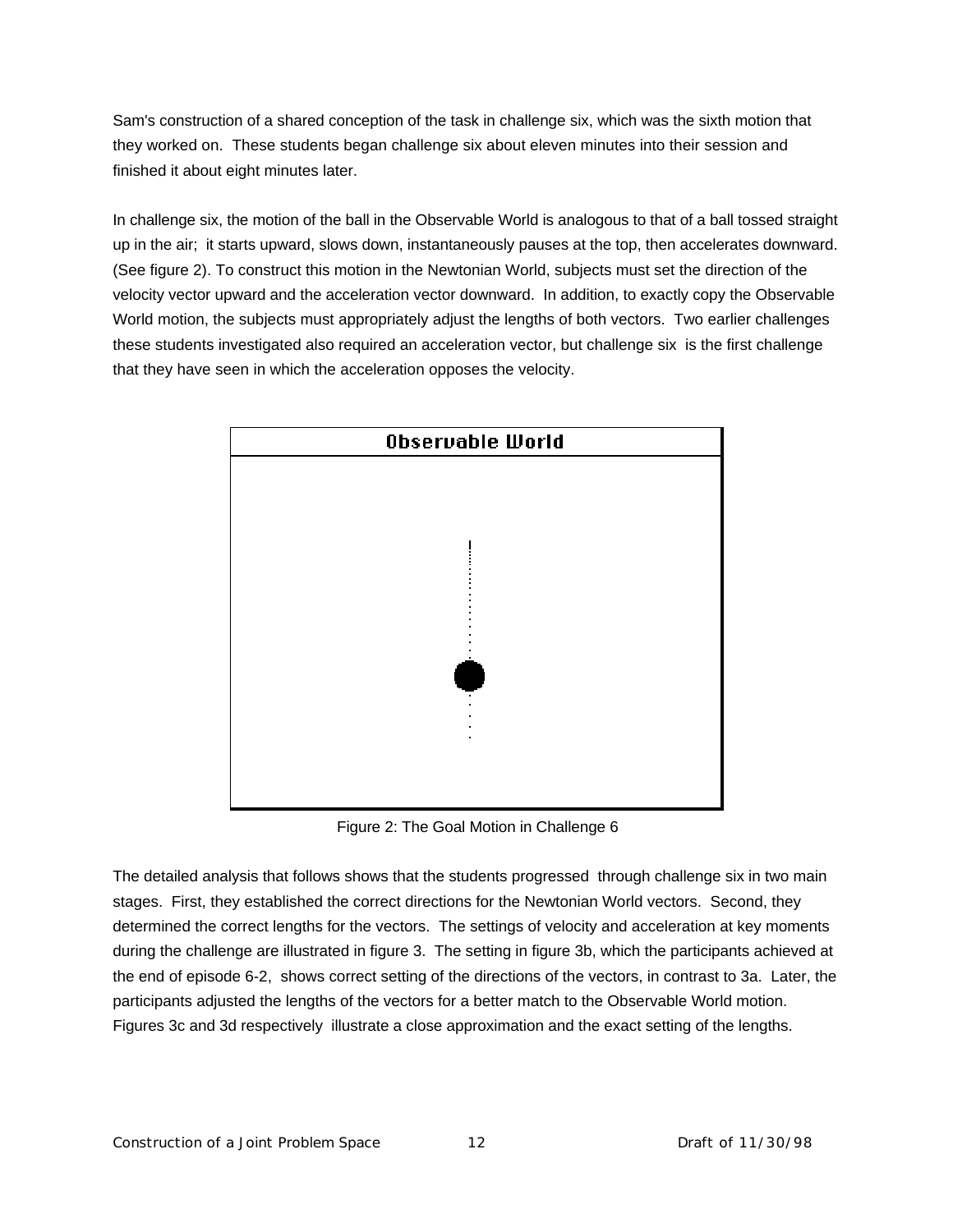Sam's construction of a shared conception of the task in challenge six, which was the sixth motion that they worked on. These students began challenge six about eleven minutes into their session and finished it about eight minutes later.

In challenge six, the motion of the ball in the Observable World is analogous to that of a ball tossed straight up in the air; it starts upward, slows down, instantaneously pauses at the top, then accelerates downward. (See figure 2). To construct this motion in the Newtonian World, subjects must set the direction of the velocity vector upward and the acceleration vector downward. In addition, to exactly copy the Observable World motion, the subjects must appropriately adjust the lengths of both vectors. Two earlier challenges these students investigated also required an acceleration vector, but challenge six is the first challenge that they have seen in which the acceleration opposes the velocity.

Figure 2: The Goal Motion in Challenge 6

The detailed analysis that follows shows that the students progressed through challenge six in two main stages. First, they established the correct directions for the Newtonian World vectors. Second, they determined the correct lengths for the vectors. The settings of velocity and acceleration at key moments during the challenge are illustrated in figure 3. The setting in figure 3b, which the participants achieved at the end of episode 6-2, shows correct setting of the directions of the vectors, in contrast to 3a. Later, the participants adjusted the lengths of the vectors for a better match to the Observable World motion. Figures 3c and 3d respectively illustrate a close approximation and the exact setting of the lengths.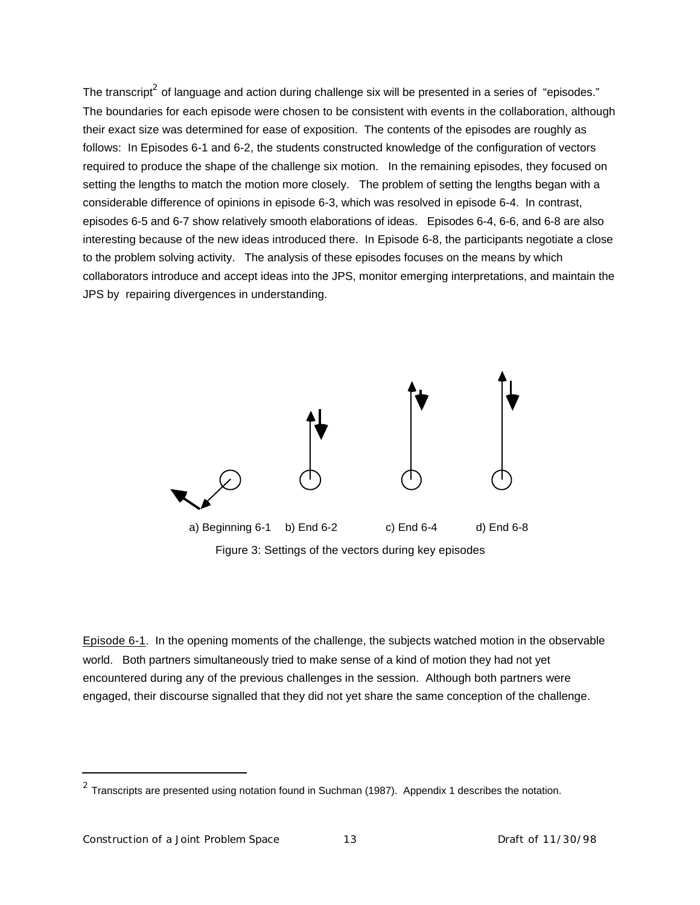The transcript[2] of language and action during challenge six will be presented in a series of "episodes." The boundaries for each episode were chosen to be consistent with events in the collaboration, although their exact size was determined for ease of exposition. The contents of the episodes are roughly as follows: In Episodes 6-1 and 6-2, the students constructed knowledge of the configuration of vectors required to produce the shape of the challenge six motion. In the remaining episodes, they focused on setting the lengths to match the motion more closely. The problem of setting the lengths began with a considerable difference of opinions in episode 6-3, which was resolved in episode 6-4. In contrast, episodes 6-5 and 6-7 show relatively smooth elaborations of ideas. Episodes 6-4, 6-6, and 6-8 are also interesting because of the new ideas introduced there. In Episode 6-8, the participants negotiate a close to the problem solving activity. The analysis of these episodes focuses on the means by which collaborators introduce and accept ideas into the JPS, monitor emerging interpretations, and maintain the JPS by repairing divergences in understanding.

a) Beginning 6-1 b) End 6-2 c) End 6-4 d) End 6-8

Figure 3: Settings of the vectors during key episodes

Episode 6-1. In the opening moments of the challenge, the subjects watched motion in the observable world. Both partners simultaneously tried to make sense of a kind of motion they had not yet encountered during any of the previous challenges in the session. Although both partners were engaged, their discourse signalled that they did not yet share the same conception of the challenge.

---

[2] Transcripts are presented using notation found in Suchman (1987). Appendix 1 describes the notation.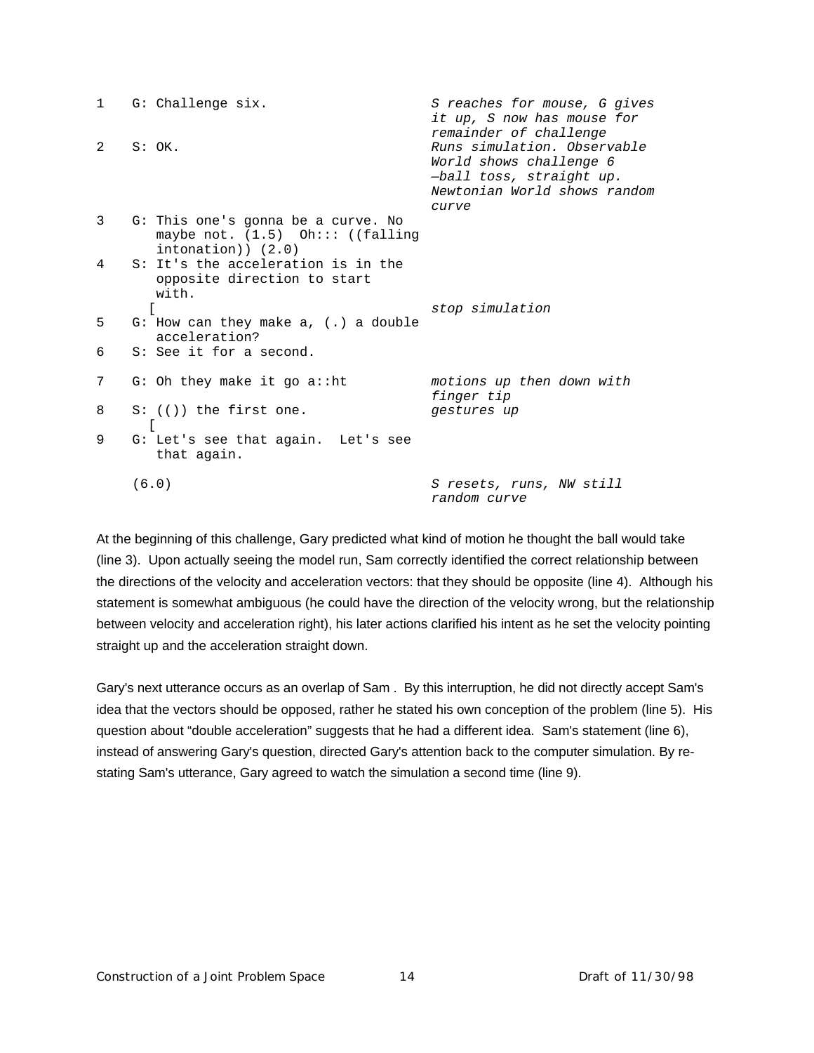```
1    G: Challenge six.                      S reaches for mouse, G gives
                                            it up, S now has mouse for
                                            remainder of challenge
2    S: OK.                                 Runs simulation. Observable
                                            World shows challenge 6
                                            —ball toss, straight up.
                                            Newtonian World shows random
                                            curve
3    G: This one's gonna be a curve. No
        maybe not. (1.5)  Oh::: ((falling
        intonation)) (2.0)
4    S: It's the acceleration is in the
        opposite direction to start
        with.
       [                                    stop simulation
5    G: How can they make a, (.) a double
        acceleration?
6    S: See it for a second.

7    G: Oh they make it go a::ht            motions up then down with
                                            finger tip
8    S: (()) the first one.                 gestures up
      [
9    G: Let's see that again.  Let's see
        that again.

     (6.0)                                  S resets, runs, NW still
                                            random curve
```

At the beginning of this challenge, Gary predicted what kind of motion he thought the ball would take (line 3). Upon actually seeing the model run, Sam correctly identified the correct relationship between the directions of the velocity and acceleration vectors: that they should be opposite (line 4). Although his statement is somewhat ambiguous (he could have the direction of the velocity wrong, but the relationship between velocity and acceleration right), his later actions clarified his intent as he set the velocity pointing straight up and the acceleration straight down.

Gary's next utterance occurs as an overlap of Sam . By this interruption, he did not directly accept Sam's idea that the vectors should be opposed, rather he stated his own conception of the problem (line 5). His question about "double acceleration" suggests that he had a different idea. Sam's statement (line 6), instead of answering Gary's question, directed Gary's attention back to the computer simulation. By re-stating Sam's utterance, Gary agreed to watch the simulation a second time (line 9).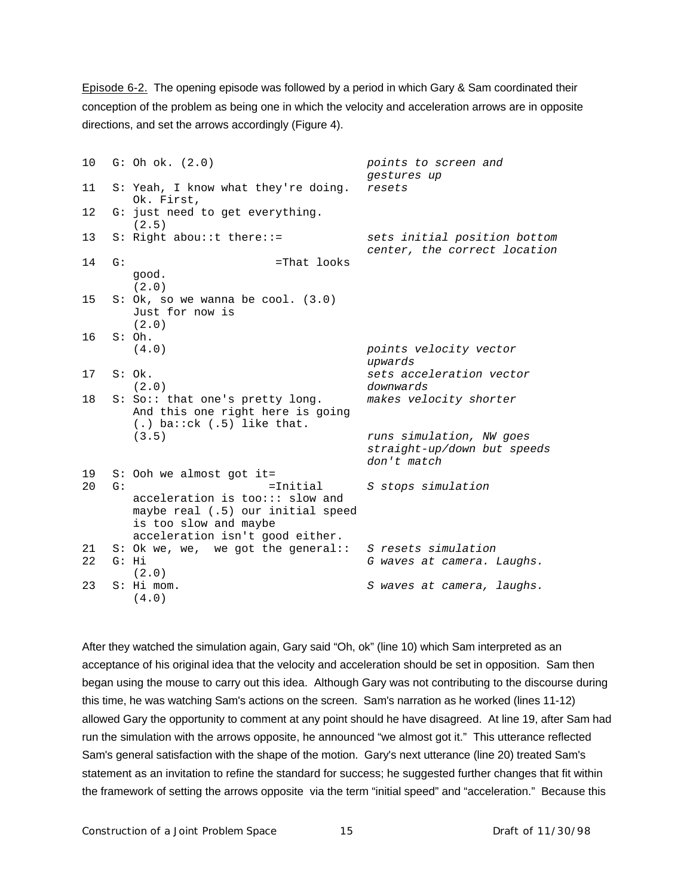Episode 6-2. The opening episode was followed by a period in which Gary & Sam coordinated their conception of the problem as being one in which the velocity and acceleration arrows are in opposite directions, and set the arrows accordingly (Figure 4).

```
10   G: Oh ok. (2.0)                      points to screen and
                                          gestures up
11   S: Yeah, I know what they're doing.  resets
        Ok. First,
12   G: just need to get everything.
        (2.5)
13   S: Right abou::t there::=            sets initial position bottom
                                          center, the correct location
14   G:                    =That looks
        good.
        (2.0)
15   S: Ok, so we wanna be cool. (3.0)
        Just for now is
        (2.0)
16   S: Oh.
        (4.0)                             points velocity vector
                                          upwards
17   S: Ok.                               sets acceleration vector
        (2.0)                             downwards
18   S: So:: that one's pretty long.      makes velocity shorter
        And this one right here is going
        (.) ba::ck (.5) like that.
        (3.5)                             runs simulation, NW goes
                                          straight-up/down but speeds
                                          don't match
19   S: Ooh we almost got it=
20   G:                  =Initial         S stops simulation
        acceleration is too::: slow and
        maybe real (.5) our initial speed
        is too slow and maybe
        acceleration isn't good either.
21   S: Ok we, we,  we got the general::  S resets simulation
22   G: Hi                                G waves at camera. Laughs.
        (2.0)
23   S: Hi mom.                           S waves at camera, laughs.
        (4.0)
```

After they watched the simulation again, Gary said "Oh, ok" (line 10) which Sam interpreted as an acceptance of his original idea that the velocity and acceleration should be set in opposition. Sam then began using the mouse to carry out this idea. Although Gary was not contributing to the discourse during this time, he was watching Sam's actions on the screen. Sam's narration as he worked (lines 11-12) allowed Gary the opportunity to comment at any point should he have disagreed. At line 19, after Sam had run the simulation with the arrows opposite, he announced "we almost got it." This utterance reflected Sam's general satisfaction with the shape of the motion. Gary's next utterance (line 20) treated Sam's statement as an invitation to refine the standard for success; he suggested further changes that fit within the framework of setting the arrows opposite via the term "initial speed" and "acceleration." Because this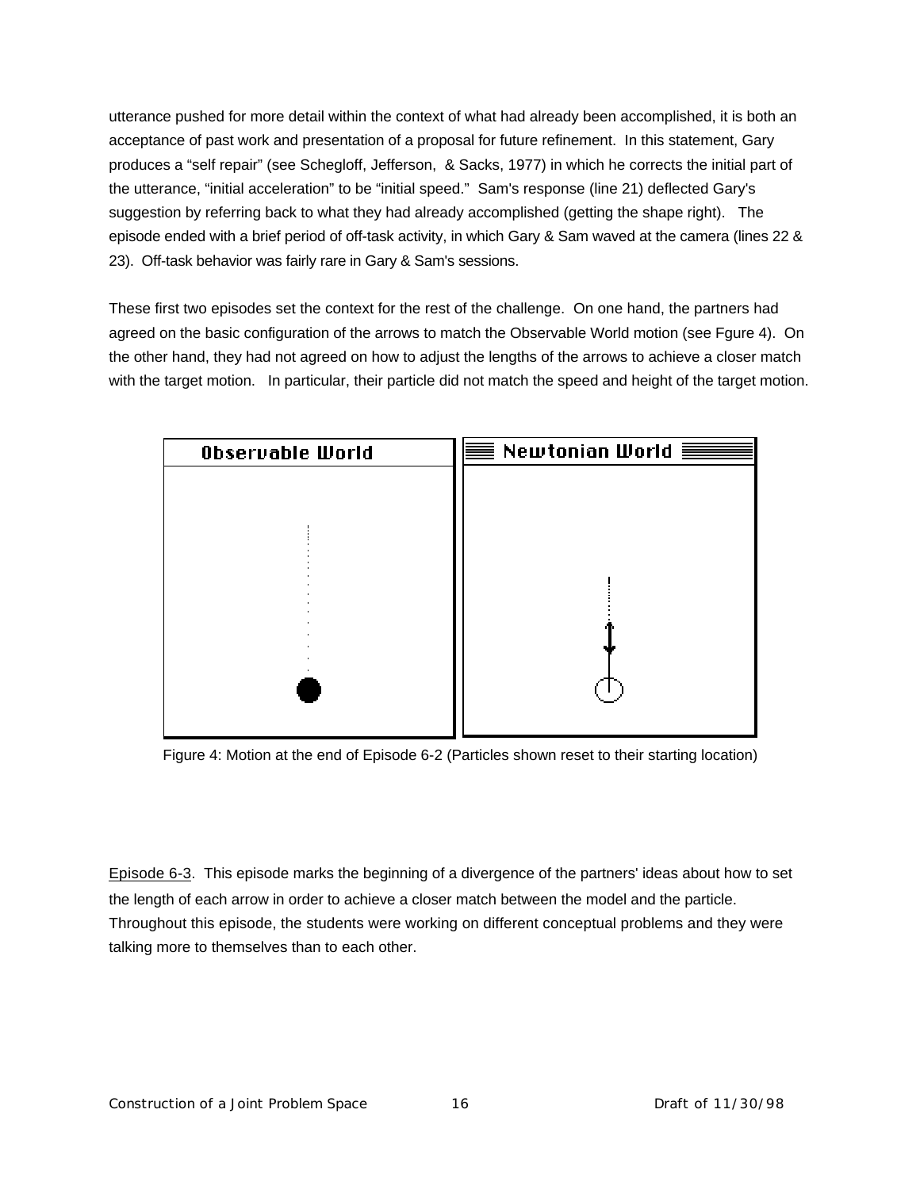utterance pushed for more detail within the context of what had already been accomplished, it is both an acceptance of past work and presentation of a proposal for future refinement. In this statement, Gary produces a "self repair" (see Schegloff, Jefferson, & Sacks, 1977) in which he corrects the initial part of the utterance, "initial acceleration" to be "initial speed." Sam's response (line 21) deflected Gary's suggestion by referring back to what they had already accomplished (getting the shape right). The episode ended with a brief period of off-task activity, in which Gary & Sam waved at the camera (lines 22 & 23). Off-task behavior was fairly rare in Gary & Sam's sessions.

These first two episodes set the context for the rest of the challenge. On one hand, the partners had agreed on the basic configuration of the arrows to match the Observable World motion (see Fgure 4). On the other hand, they had not agreed on how to adjust the lengths of the arrows to achieve a closer match with the target motion. In particular, their particle did not match the speed and height of the target motion.

Figure 4: Motion at the end of Episode 6-2 (Particles shown reset to their starting location)

<u>Episode 6-3</u>. This episode marks the beginning of a divergence of the partners' ideas about how to set the length of each arrow in order to achieve a closer match between the model and the particle. Throughout this episode, the students were working on different conceptual problems and they were talking more to themselves than to each other.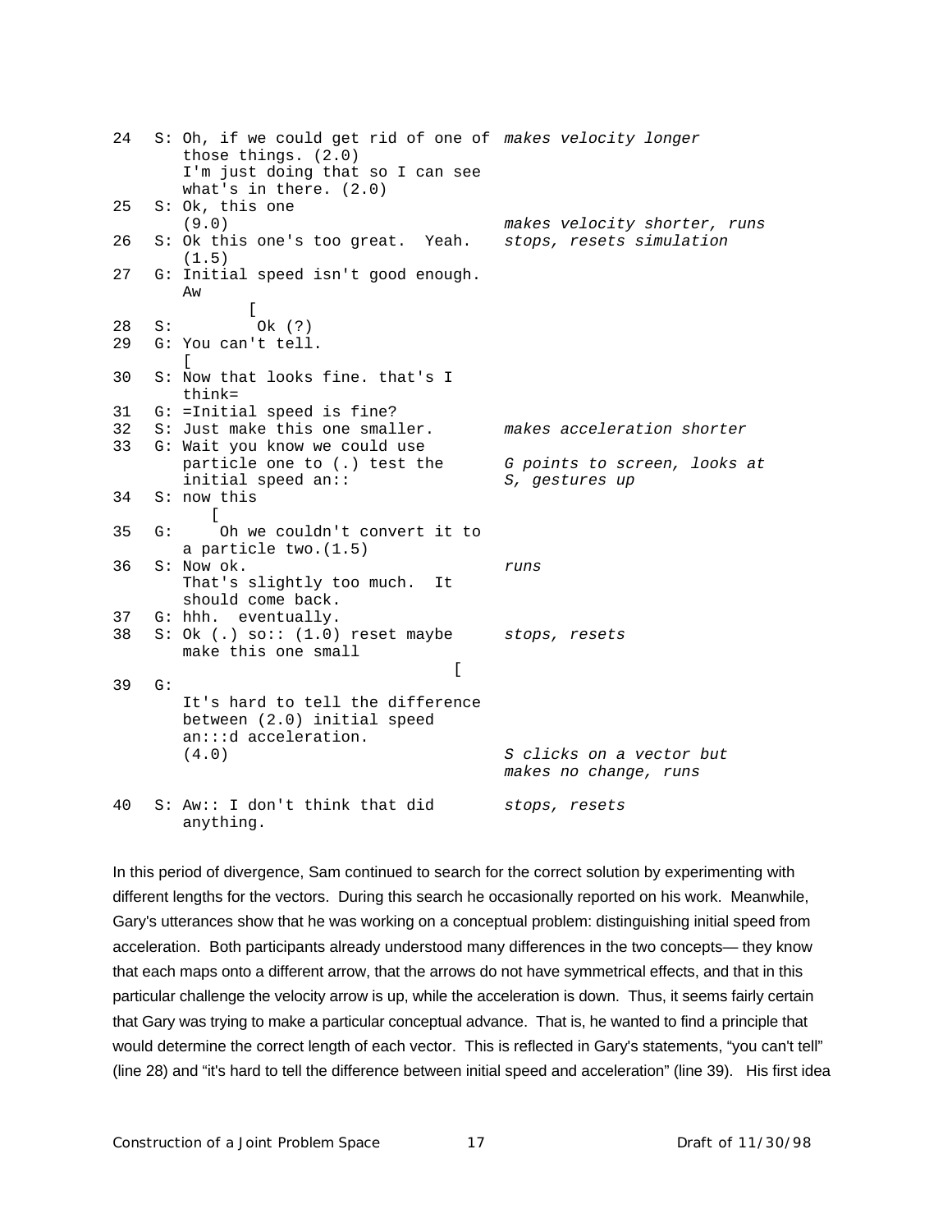```
24   S: Oh, if we could get rid of one of  makes velocity longer
        those things. (2.0)
        I'm just doing that so I can see
        what's in there. (2.0)
25   S: Ok, this one
        (9.0)                              makes velocity shorter, runs
26   S: Ok this one's too great.  Yeah.    stops, resets simulation
        (1.5)
27   G: Initial speed isn't good enough.
        Aw
           [
28   S:     Ok (?)
29   G: You can't tell.
        [
30   S: Now that looks fine. that's I
        think=
31   G: =Initial speed is fine?
32   S: Just make this one smaller.        makes acceleration shorter
33   G: Wait you know we could use
        particle one to (.) test the       G points to screen, looks at
        initial speed an::                 S, gestures up
34   S: now this
          [
35   G:    Oh we couldn't convert it to
        a particle two.(1.5)
36   S: Now ok.                            runs
        That's slightly too much.  It
        should come back.
37   G: hhh.  eventually.
38   S: Ok (.) so:: (1.0) reset maybe      stops, resets
        make this one small
                                   [
39   G:
        It's hard to tell the difference
        between (2.0) initial speed
        an:::d acceleration.
        (4.0)                              S clicks on a vector but
                                           makes no change, runs

40   S: Aw:: I don't think that did        stops, resets
        anything.
```

In this period of divergence, Sam continued to search for the correct solution by experimenting with different lengths for the vectors. During this search he occasionally reported on his work. Meanwhile, Gary's utterances show that he was working on a conceptual problem: distinguishing initial speed from acceleration. Both participants already understood many differences in the two concepts— they know that each maps onto a different arrow, that the arrows do not have symmetrical effects, and that in this particular challenge the velocity arrow is up, while the acceleration is down. Thus, it seems fairly certain that Gary was trying to make a particular conceptual advance. That is, he wanted to find a principle that would determine the correct length of each vector. This is reflected in Gary's statements, "you can't tell" (line 28) and "it's hard to tell the difference between initial speed and acceleration" (line 39). His first idea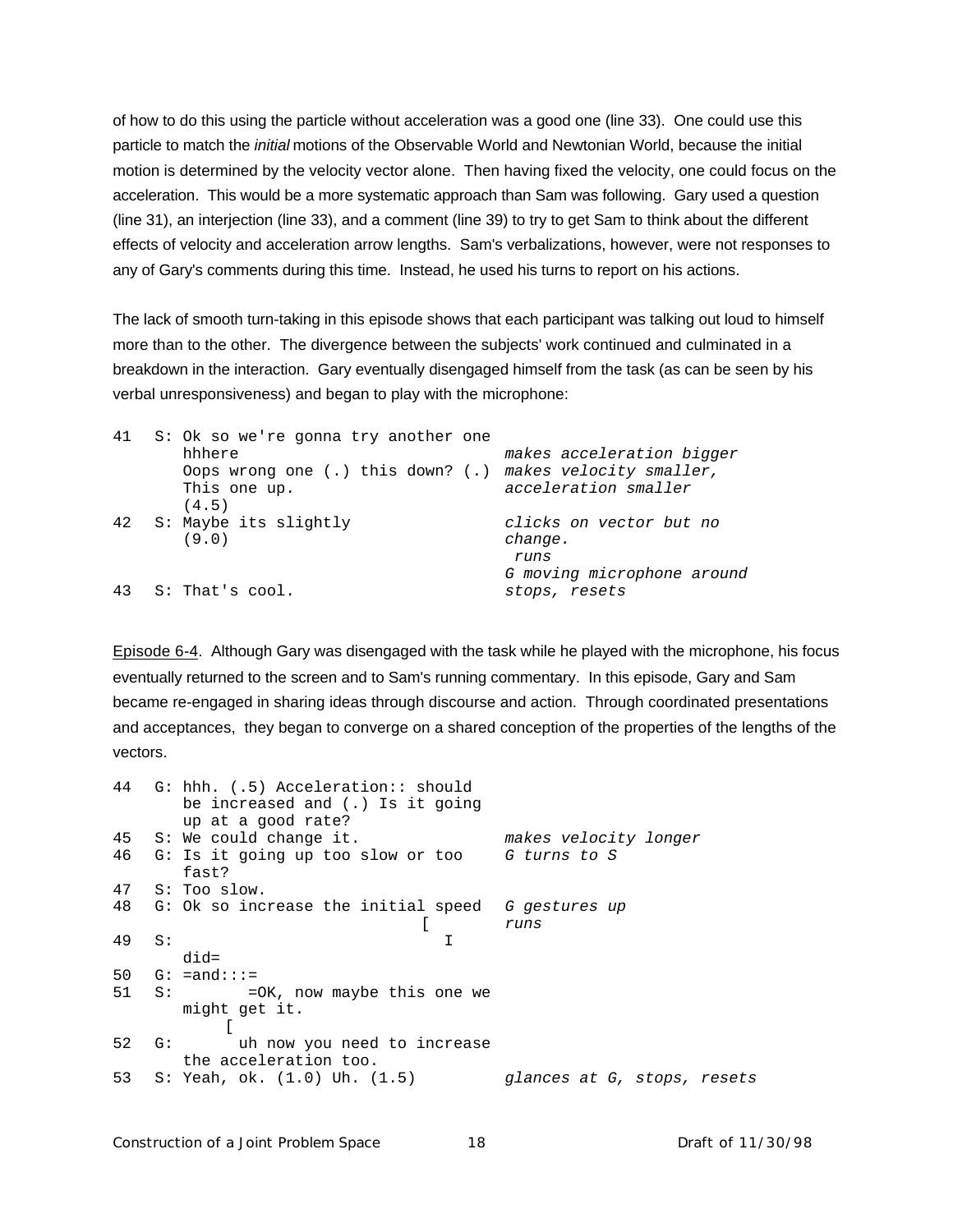of how to do this using the particle without acceleration was a good one (line 33). One could use this particle to match the *initial* motions of the Observable World and Newtonian World, because the initial motion is determined by the velocity vector alone. Then having fixed the velocity, one could focus on the acceleration. This would be a more systematic approach than Sam was following. Gary used a question (line 31), an interjection (line 33), and a comment (line 39) to try to get Sam to think about the different effects of velocity and acceleration arrow lengths. Sam's verbalizations, however, were not responses to any of Gary's comments during this time. Instead, he used his turns to report on his actions.

The lack of smooth turn-taking in this episode shows that each participant was talking out loud to himself more than to the other. The divergence between the subjects' work continued and culminated in a breakdown in the interaction. Gary eventually disengaged himself from the task (as can be seen by his verbal unresponsiveness) and began to play with the microphone:

```
41   S: Ok so we're gonna try another one
        hhhere                              makes acceleration bigger
        Oops wrong one (.) this down? (.)  makes velocity smaller,
        This one up.                        acceleration smaller
        (4.5)
42   S: Maybe its slightly                  clicks on vector but no
        (9.0)                               change.
                                             runs
                                            G moving microphone around
43   S: That's cool.                        stops, resets
```

Episode 6-4. Although Gary was disengaged with the task while he played with the microphone, his focus eventually returned to the screen and to Sam's running commentary. In this episode, Gary and Sam became re-engaged in sharing ideas through discourse and action. Through coordinated presentations and acceptances, they began to converge on a shared conception of the properties of the lengths of the vectors.

```
44   G: hhh. (.5) Acceleration:: should
        be increased and (.) Is it going
        up at a good rate?
45   S: We could change it.                 makes velocity longer
46   G: Is it going up too slow or too      G turns to S
        fast?
47   S: Too slow.
48   G: Ok so increase the initial speed    G gestures up
                                  [         runs
49   S:                             I
        did=
50   G: =and:::=
51   S:        =OK, now maybe this one we
        might get it.
             [
52   G:        uh now you need to increase
        the acceleration too.
53   S: Yeah, ok. (1.0) Uh. (1.5)           glances at G, stops, resets
```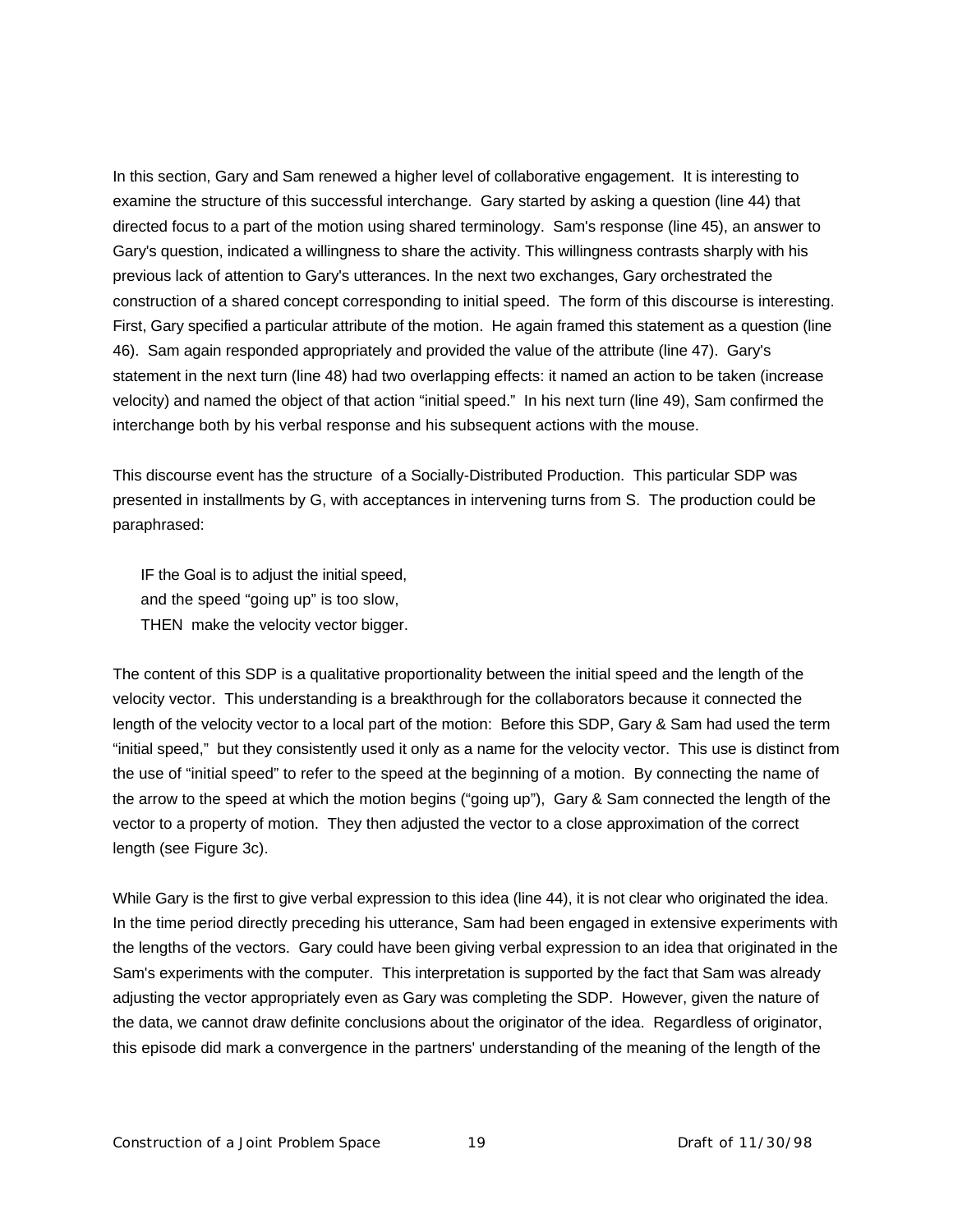In this section, Gary and Sam renewed a higher level of collaborative engagement. It is interesting to examine the structure of this successful interchange. Gary started by asking a question (line 44) that directed focus to a part of the motion using shared terminology. Sam's response (line 45), an answer to Gary's question, indicated a willingness to share the activity. This willingness contrasts sharply with his previous lack of attention to Gary's utterances. In the next two exchanges, Gary orchestrated the construction of a shared concept corresponding to initial speed. The form of this discourse is interesting. First, Gary specified a particular attribute of the motion. He again framed this statement as a question (line 46). Sam again responded appropriately and provided the value of the attribute (line 47). Gary's statement in the next turn (line 48) had two overlapping effects: it named an action to be taken (increase velocity) and named the object of that action "initial speed." In his next turn (line 49), Sam confirmed the interchange both by his verbal response and his subsequent actions with the mouse.

This discourse event has the structure of a Socially-Distributed Production. This particular SDP was presented in installments by G, with acceptances in intervening turns from S. The production could be paraphrased:

> IF the Goal is to adjust the initial speed,
> and the speed "going up" is too slow,
> THEN make the velocity vector bigger.

The content of this SDP is a qualitative proportionality between the initial speed and the length of the velocity vector. This understanding is a breakthrough for the collaborators because it connected the length of the velocity vector to a local part of the motion: Before this SDP, Gary & Sam had used the term "initial speed," but they consistently used it only as a name for the velocity vector. This use is distinct from the use of "initial speed" to refer to the speed at the beginning of a motion. By connecting the name of the arrow to the speed at which the motion begins ("going up"), Gary & Sam connected the length of the vector to a property of motion. They then adjusted the vector to a close approximation of the correct length (see Figure 3c).

While Gary is the first to give verbal expression to this idea (line 44), it is not clear who originated the idea. In the time period directly preceding his utterance, Sam had been engaged in extensive experiments with the lengths of the vectors. Gary could have been giving verbal expression to an idea that originated in the Sam's experiments with the computer. This interpretation is supported by the fact that Sam was already adjusting the vector appropriately even as Gary was completing the SDP. However, given the nature of the data, we cannot draw definite conclusions about the originator of the idea. Regardless of originator, this episode did mark a convergence in the partners' understanding of the meaning of the length of the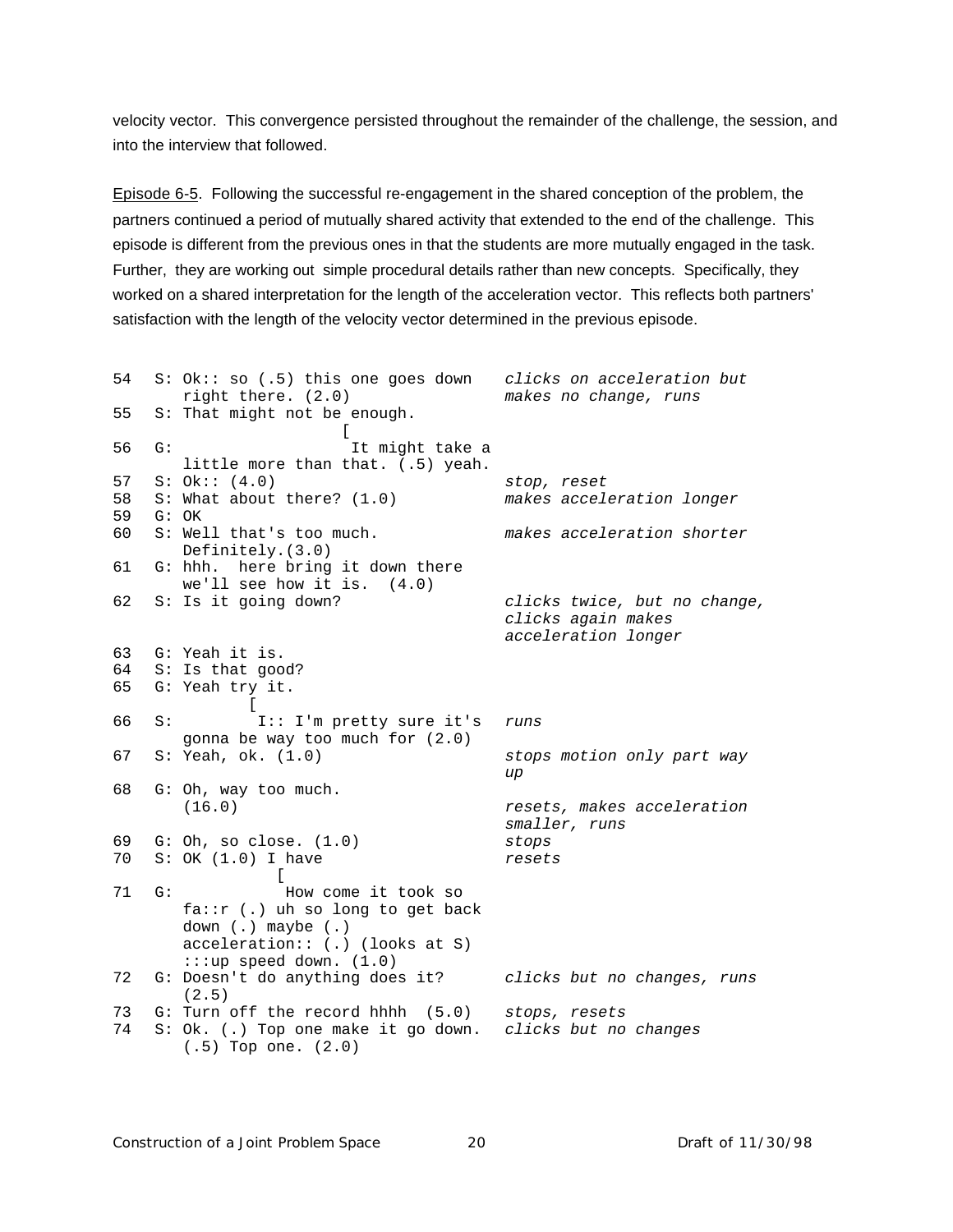velocity vector. This convergence persisted throughout the remainder of the challenge, the session, and into the interview that followed.

<u>Episode 6-5</u>. Following the successful re-engagement in the shared conception of the problem, the partners continued a period of mutually shared activity that extended to the end of the challenge. This episode is different from the previous ones in that the students are more mutually engaged in the task. Further, they are working out simple procedural details rather than new concepts. Specifically, they worked on a shared interpretation for the length of the acceleration vector. This reflects both partners' satisfaction with the length of the velocity vector determined in the previous episode.

```
54   S: Ok:: so (.5) this one goes down   clicks on acceleration but
        right there. (2.0)                 makes no change, runs
55   S: That might not be enough.
                          [
56   G:                   It might take a
        little more than that. (.5) yeah.
57   S: Ok:: (4.0)                         stop, reset
58   S: What about there? (1.0)            makes acceleration longer
59   G: OK
60   S: Well that's too much.              makes acceleration shorter
        Definitely.(3.0)
61   G: hhh.  here bring it down there
        we'll see how it is.  (4.0)
62   S: Is it going down?                  clicks twice, but no change,
                                           clicks again makes
                                           acceleration longer
63   G: Yeah it is.
64   S: Is that good?
65   G: Yeah try it.
                [
66   S:         I:: I'm pretty sure it's   runs
        gonna be way too much for (2.0)
67   S: Yeah, ok. (1.0)                    stops motion only part way
                                           up
68   G: Oh, way too much.
        (16.0)                             resets, makes acceleration
                                           smaller, runs
69   G: Oh, so close. (1.0)                stops
70   S: OK (1.0) I have                    resets
                   [
71   G:            How come it took so
        fa::r (.) uh so long to get back
        down (.) maybe (.)
        acceleration:: (.) (looks at S)
        :::up speed down. (1.0)
72   G: Doesn't do anything does it?       clicks but no changes, runs
        (2.5)
73   G: Turn off the record hhhh  (5.0)    stops, resets
74   S: Ok. (.) Top one make it go down.   clicks but no changes
        (.5) Top one. (2.0)
```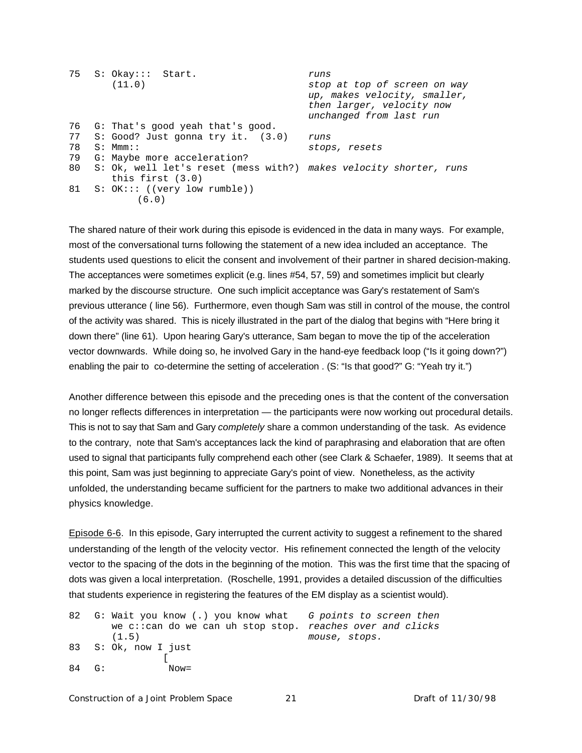```
75   S: Okay:::  Start.                     runs
        (11.0)                              stop at top of screen on way
                                            up, makes velocity, smaller,
                                            then larger, velocity now
                                            unchanged from last run
76   G: That's good yeah that's good.
77   S: Good? Just gonna try it.  (3.0)     runs
78   S: Mmm::                               stops, resets
79   G: Maybe more acceleration?
80   S: Ok, well let's reset (mess with?)  makes velocity shorter, runs
        this first (3.0)
81   S: OK::: ((very low rumble))
             (6.0)
```

The shared nature of their work during this episode is evidenced in the data in many ways. For example, most of the conversational turns following the statement of a new idea included an acceptance. The students used questions to elicit the consent and involvement of their partner in shared decision-making. The acceptances were sometimes explicit (e.g. lines #54, 57, 59) and sometimes implicit but clearly marked by the discourse structure. One such implicit acceptance was Gary's restatement of Sam's previous utterance ( line 56). Furthermore, even though Sam was still in control of the mouse, the control of the activity was shared. This is nicely illustrated in the part of the dialog that begins with "Here bring it down there" (line 61). Upon hearing Gary's utterance, Sam began to move the tip of the acceleration vector downwards. While doing so, he involved Gary in the hand-eye feedback loop ("Is it going down?") enabling the pair to co-determine the setting of acceleration . (S: "Is that good?" G: "Yeah try it.")

Another difference between this episode and the preceding ones is that the content of the conversation no longer reflects differences in interpretation — the participants were now working out procedural details. This is not to say that Sam and Gary *completely* share a common understanding of the task. As evidence to the contrary, note that Sam's acceptances lack the kind of paraphrasing and elaboration that are often used to signal that participants fully comprehend each other (see Clark & Schaefer, 1989). It seems that at this point, Sam was just beginning to appreciate Gary's point of view. Nonetheless, as the activity unfolded, the understanding became sufficient for the partners to make two additional advances in their physics knowledge.

Episode 6-6. In this episode, Gary interrupted the current activity to suggest a refinement to the shared understanding of the length of the velocity vector. His refinement connected the length of the velocity vector to the spacing of the dots in the beginning of the motion. This was the first time that the spacing of dots was given a local interpretation. (Roschelle, 1991, provides a detailed discussion of the difficulties that students experience in registering the features of the EM display as a scientist would).

```
82   G: Wait you know (.) you know what    G points to screen then
        we c::can do we can uh stop stop.  reaches over and clicks
        (1.5)                              mouse, stops.
83   S: Ok, now I just
                      [
84   G:                Now=
```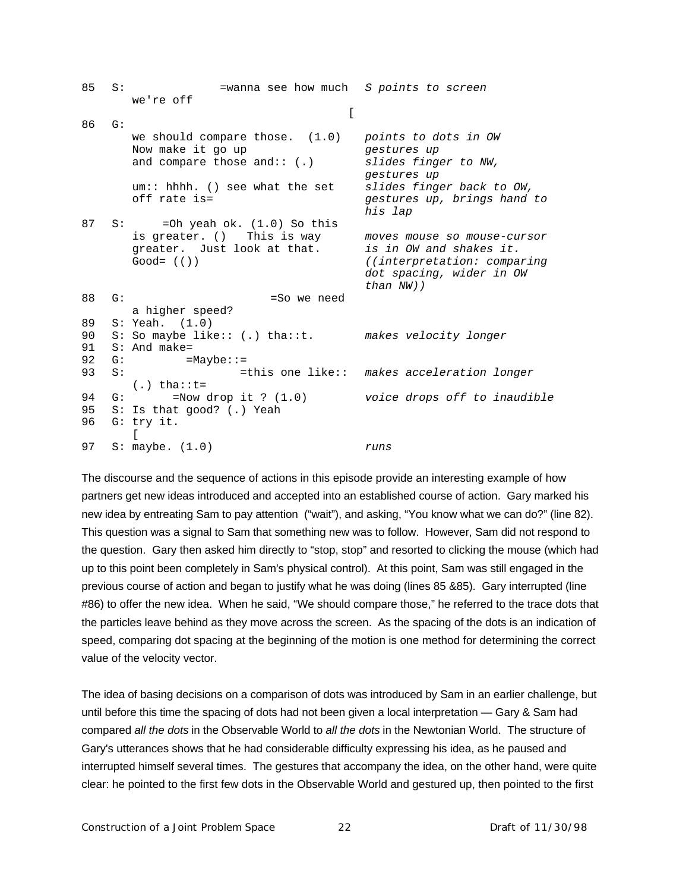```
85  S:            =wanna see how much   S points to screen
       we're off
                                      [
86  G:
       we should compare those.  (1.0)   points to dots in OW
       Now make it go up                 gestures up
       and compare those and:: (.)       slides finger to NW,
                                         gestures up
       um:: hhhh. () see what the set    slides finger back to OW,
       off rate is=                      gestures up, brings hand to
                                         his lap
87  S:     =Oh yeah ok. (1.0) So this
       is greater. ()   This is way      moves mouse so mouse-cursor
       greater.  Just look at that.      is in OW and shakes it.
       Good= (())                        ((interpretation: comparing
                                         dot spacing, wider in OW
                                         than NW))
88  G:                     =So we need
       a higher speed?
89  S: Yeah.  (1.0)
90  S: So maybe like:: (.) tha::t.       makes velocity longer
91  S: And make=
92  G:        =Maybe::=
93  S:                =this one like::   makes acceleration longer
       (.) tha::t=
94  G:      =Now drop it ? (1.0)         voice drops off to inaudible
95  S: Is that good? (.) Yeah
96  G: try it.
       [
97  S: maybe. (1.0)                      runs
```

The discourse and the sequence of actions in this episode provide an interesting example of how partners get new ideas introduced and accepted into an established course of action. Gary marked his new idea by entreating Sam to pay attention ("wait"), and asking, "You know what we can do?" (line 82). This question was a signal to Sam that something new was to follow. However, Sam did not respond to the question. Gary then asked him directly to "stop, stop" and resorted to clicking the mouse (which had up to this point been completely in Sam's physical control). At this point, Sam was still engaged in the previous course of action and began to justify what he was doing (lines 85 &85). Gary interrupted (line #86) to offer the new idea. When he said, "We should compare those," he referred to the trace dots that the particles leave behind as they move across the screen. As the spacing of the dots is an indication of speed, comparing dot spacing at the beginning of the motion is one method for determining the correct value of the velocity vector.

The idea of basing decisions on a comparison of dots was introduced by Sam in an earlier challenge, but until before this time the spacing of dots had not been given a local interpretation — Gary & Sam had compared *all the dots* in the Observable World to *all the dots* in the Newtonian World. The structure of Gary's utterances shows that he had considerable difficulty expressing his idea, as he paused and interrupted himself several times. The gestures that accompany the idea, on the other hand, were quite clear: he pointed to the first few dots in the Observable World and gestured up, then pointed to the first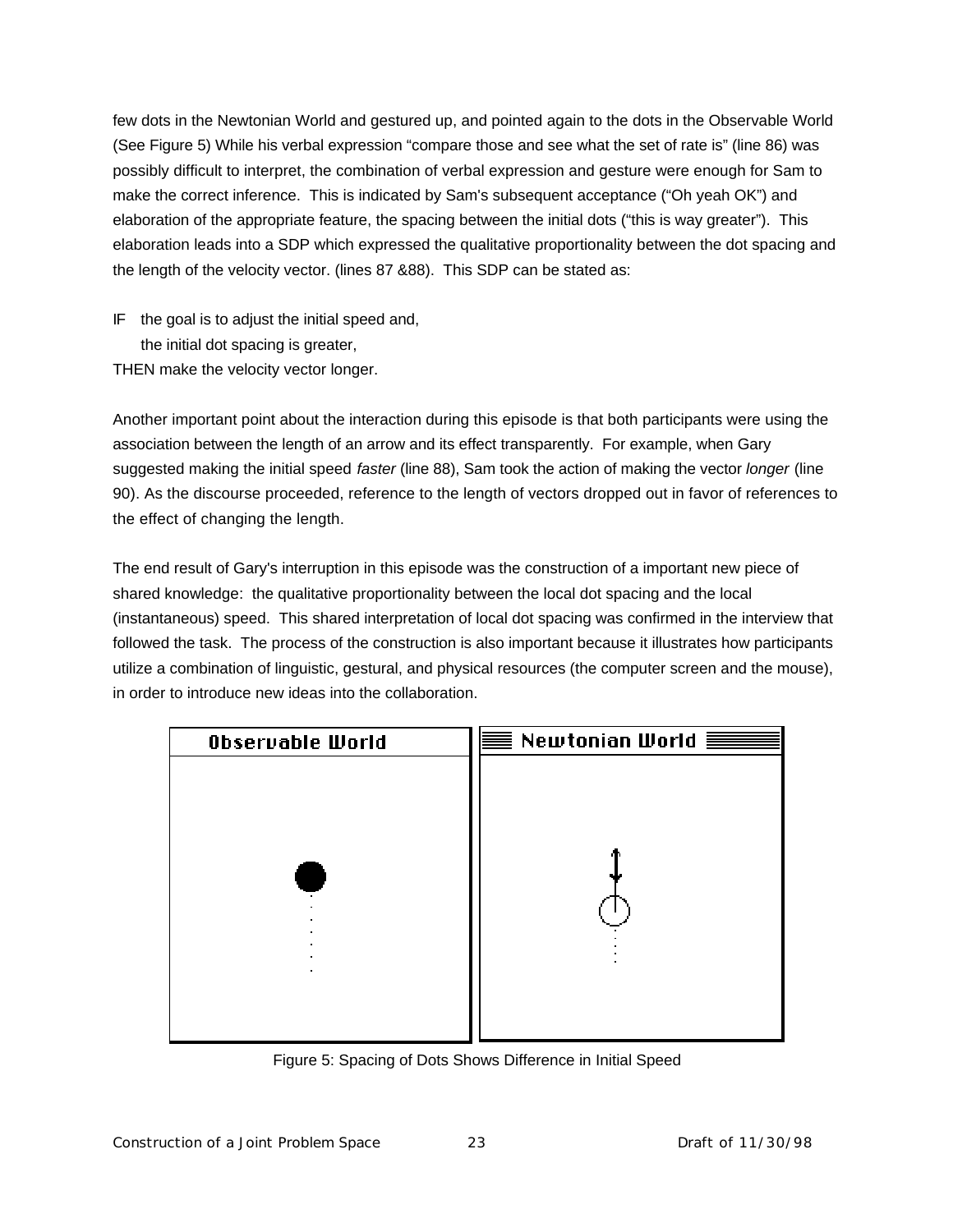few dots in the Newtonian World and gestured up, and pointed again to the dots in the Observable World (See Figure 5) While his verbal expression "compare those and see what the set of rate is" (line 86) was possibly difficult to interpret, the combination of verbal expression and gesture were enough for Sam to make the correct inference. This is indicated by Sam's subsequent acceptance ("Oh yeah OK") and elaboration of the appropriate feature, the spacing between the initial dots ("this is way greater"). This elaboration leads into a SDP which expressed the qualitative proportionality between the dot spacing and the length of the velocity vector. (lines 87 &88). This SDP can be stated as:

IF the goal is to adjust the initial speed and,  
the initial dot spacing is greater,  
THEN make the velocity vector longer.

Another important point about the interaction during this episode is that both participants were using the association between the length of an arrow and its effect transparently. For example, when Gary suggested making the initial speed *faster* (line 88), Sam took the action of making the vector *longer* (line 90). As the discourse proceeded, reference to the length of vectors dropped out in favor of references to the effect of changing the length.

The end result of Gary's interruption in this episode was the construction of a important new piece of shared knowledge: the qualitative proportionality between the local dot spacing and the local (instantaneous) speed. This shared interpretation of local dot spacing was confirmed in the interview that followed the task. The process of the construction is also important because it illustrates how participants utilize a combination of linguistic, gestural, and physical resources (the computer screen and the mouse), in order to introduce new ideas into the collaboration.

Figure 5: Spacing of Dots Shows Difference in Initial Speed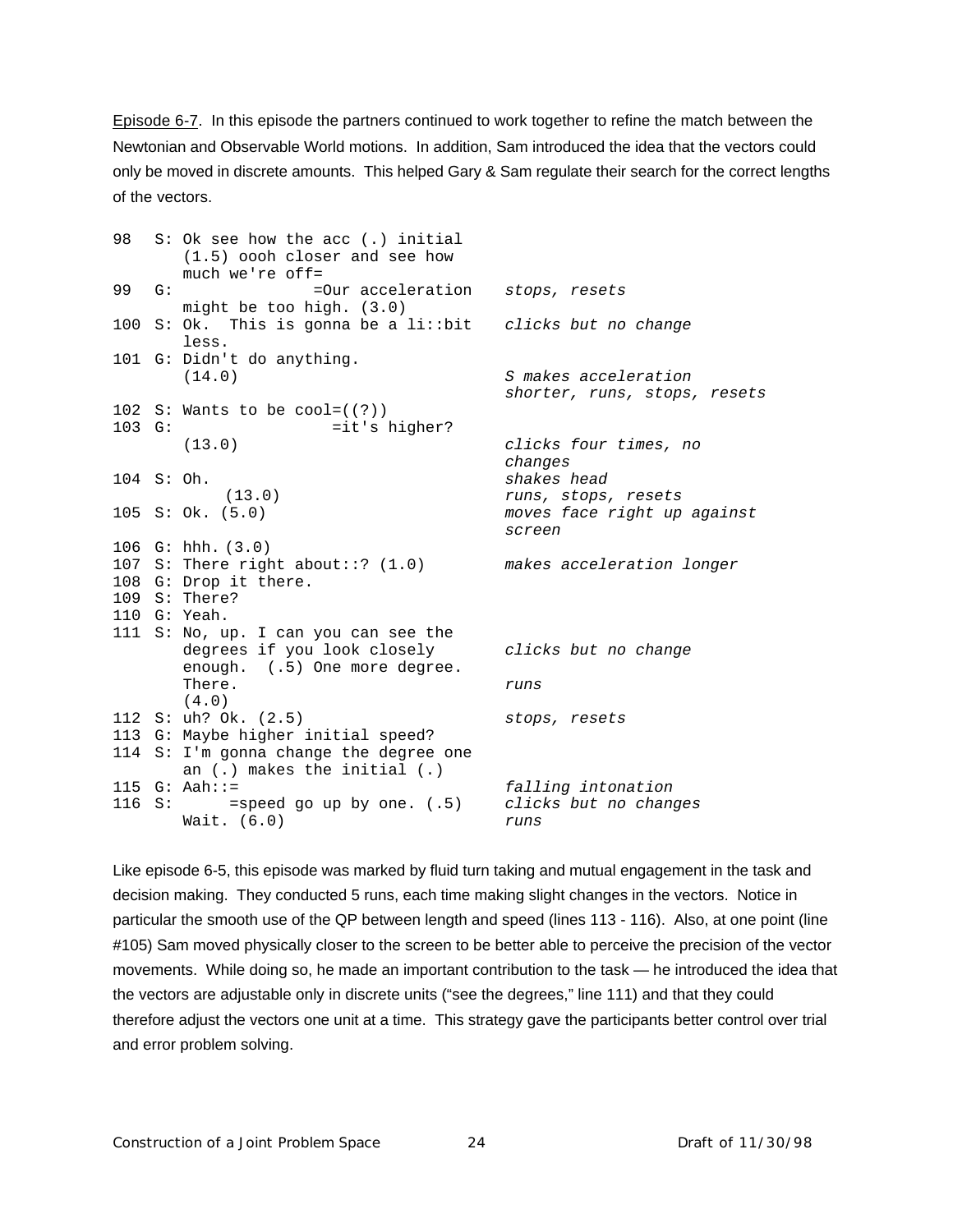Episode 6-7. In this episode the partners continued to work together to refine the match between the Newtonian and Observable World motions. In addition, Sam introduced the idea that the vectors could only be moved in discrete amounts. This helped Gary & Sam regulate their search for the correct lengths of the vectors.

```
98   S: Ok see how the acc (.) initial
        (1.5) oooh closer and see how
        much we're off=
99   G:              =Our acceleration   stops, resets
        might be too high. (3.0)
100  S: Ok.  This is gonna be a li::bit  clicks but no change
        less.
101  G: Didn't do anything.
        (14.0)                           S makes acceleration
                                         shorter, runs, stops, resets
102  S: Wants to be cool=((?))
103  G:                  =it's higher?
        (13.0)                           clicks four times, no
                                         changes
104  S: Oh.                              shakes head
           (13.0)                        runs, stops, resets
105  S: Ok. (5.0)                        moves face right up against
                                         screen
106  G: hhh. (3.0)
107  S: There right about::? (1.0)       makes acceleration longer
108  G: Drop it there.
109  S: There?
110  G: Yeah.
111  S: No, up. I can you can see the
        degrees if you look closely      clicks but no change
        enough.  (.5) One more degree.
        There.                           runs
        (4.0)
112  S: uh? Ok. (2.5)                    stops, resets
113  G: Maybe higher initial speed?
114  S: I'm gonna change the degree one
        an (.) makes the initial (.)
115  G: Aah::=                           falling intonation
116  S:      =speed go up by one. (.5)   clicks but no changes
        Wait. (6.0)                      runs
```

Like episode 6-5, this episode was marked by fluid turn taking and mutual engagement in the task and decision making. They conducted 5 runs, each time making slight changes in the vectors. Notice in particular the smooth use of the QP between length and speed (lines 113 - 116). Also, at one point (line #105) Sam moved physically closer to the screen to be better able to perceive the precision of the vector movements. While doing so, he made an important contribution to the task — he introduced the idea that the vectors are adjustable only in discrete units ("see the degrees," line 111) and that they could therefore adjust the vectors one unit at a time. This strategy gave the participants better control over trial and error problem solving.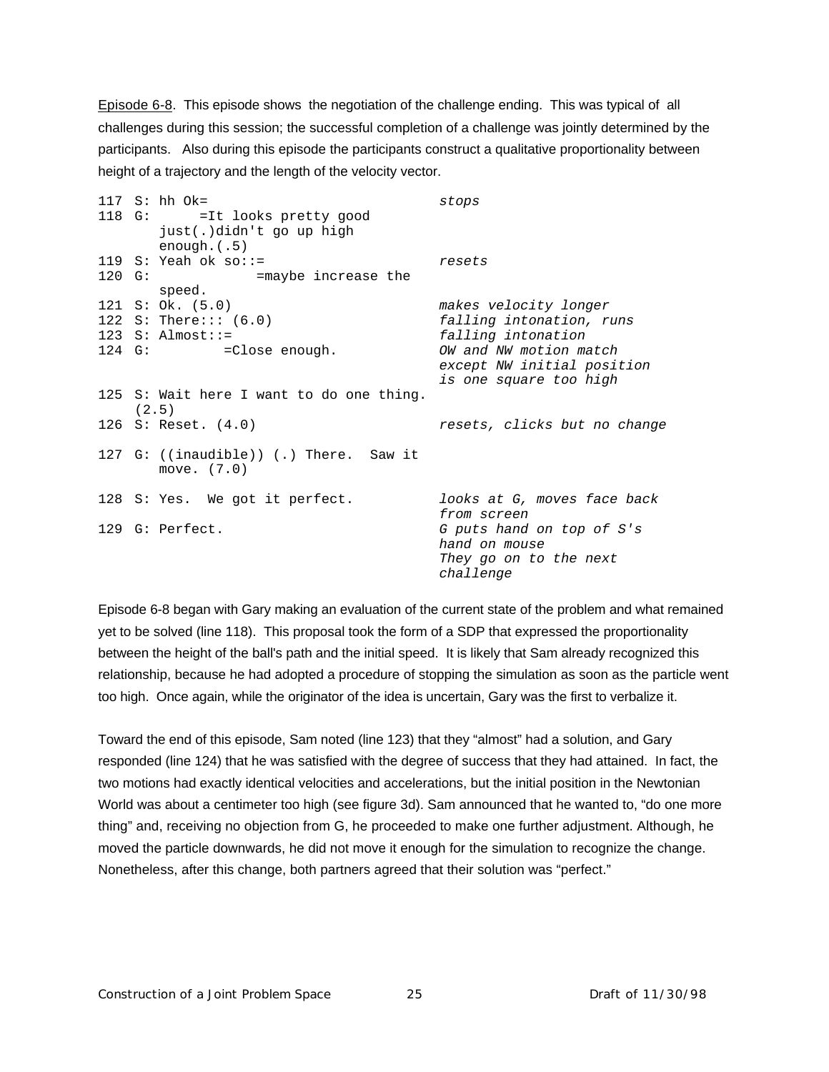<u>Episode 6-8</u>. This episode shows the negotiation of the challenge ending. This was typical of all challenges during this session; the successful completion of a challenge was jointly determined by the participants. Also during this episode the participants construct a qualitative proportionality between height of a trajectory and the length of the velocity vector.

```
117 S: hh Ok=                                  stops
118 G:      =It looks pretty good
       just(.)didn't go up high
       enough.(.5)
119 S: Yeah ok so::=                           resets
120 G:            =maybe increase the
       speed.
121 S: Ok. (5.0)                               makes velocity longer
122 S: There::: (6.0)                          falling intonation, runs
123 S: Almost::=                               falling intonation
124 G:        =Close enough.                   OW and NW motion match
                                               except NW initial position
                                               is one square too high
125 S: Wait here I want to do one thing.
   (2.5)
126 S: Reset. (4.0)                            resets, clicks but no change

127 G: ((inaudible)) (.) There.  Saw it
       move. (7.0)

128 S: Yes.  We got it perfect.                looks at G, moves face back
                                               from screen
129 G: Perfect.                                G puts hand on top of S's
                                               hand on mouse
                                               They go on to the next
                                               challenge
```

Episode 6-8 began with Gary making an evaluation of the current state of the problem and what remained yet to be solved (line 118). This proposal took the form of a SDP that expressed the proportionality between the height of the ball's path and the initial speed. It is likely that Sam already recognized this relationship, because he had adopted a procedure of stopping the simulation as soon as the particle went too high. Once again, while the originator of the idea is uncertain, Gary was the first to verbalize it.

Toward the end of this episode, Sam noted (line 123) that they "almost" had a solution, and Gary responded (line 124) that he was satisfied with the degree of success that they had attained. In fact, the two motions had exactly identical velocities and accelerations, but the initial position in the Newtonian World was about a centimeter too high (see figure 3d). Sam announced that he wanted to, "do one more thing" and, receiving no objection from G, he proceeded to make one further adjustment. Although, he moved the particle downwards, he did not move it enough for the simulation to recognize the change. Nonetheless, after this change, both partners agreed that their solution was "perfect."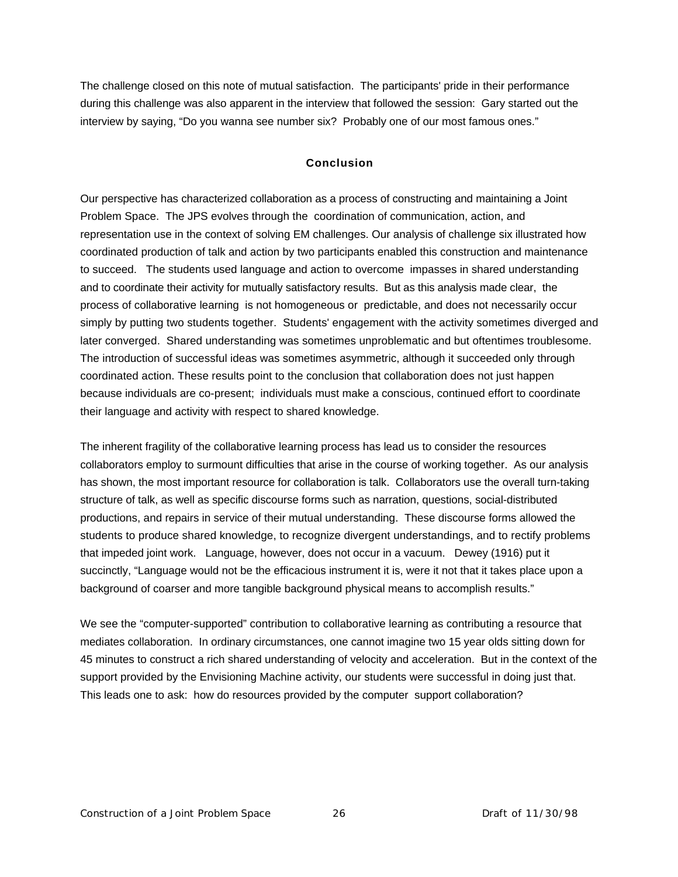The challenge closed on this note of mutual satisfaction. The participants' pride in their performance during this challenge was also apparent in the interview that followed the session: Gary started out the interview by saying, "Do you wanna see number six? Probably one of our most famous ones."

## Conclusion

Our perspective has characterized collaboration as a process of constructing and maintaining a Joint Problem Space. The JPS evolves through the coordination of communication, action, and representation use in the context of solving EM challenges. Our analysis of challenge six illustrated how coordinated production of talk and action by two participants enabled this construction and maintenance to succeed. The students used language and action to overcome impasses in shared understanding and to coordinate their activity for mutually satisfactory results. But as this analysis made clear, the process of collaborative learning is not homogeneous or predictable, and does not necessarily occur simply by putting two students together. Students' engagement with the activity sometimes diverged and later converged. Shared understanding was sometimes unproblematic and but oftentimes troublesome. The introduction of successful ideas was sometimes asymmetric, although it succeeded only through coordinated action. These results point to the conclusion that collaboration does not just happen because individuals are co-present; individuals must make a conscious, continued effort to coordinate their language and activity with respect to shared knowledge.

The inherent fragility of the collaborative learning process has lead us to consider the resources collaborators employ to surmount difficulties that arise in the course of working together. As our analysis has shown, the most important resource for collaboration is talk. Collaborators use the overall turn-taking structure of talk, as well as specific discourse forms such as narration, questions, social-distributed productions, and repairs in service of their mutual understanding. These discourse forms allowed the students to produce shared knowledge, to recognize divergent understandings, and to rectify problems that impeded joint work. Language, however, does not occur in a vacuum. Dewey (1916) put it succinctly, "Language would not be the efficacious instrument it is, were it not that it takes place upon a background of coarser and more tangible background physical means to accomplish results."

We see the "computer-supported" contribution to collaborative learning as contributing a resource that mediates collaboration. In ordinary circumstances, one cannot imagine two 15 year olds sitting down for 45 minutes to construct a rich shared understanding of velocity and acceleration. But in the context of the support provided by the Envisioning Machine activity, our students were successful in doing just that. This leads one to ask: how do resources provided by the computer support collaboration?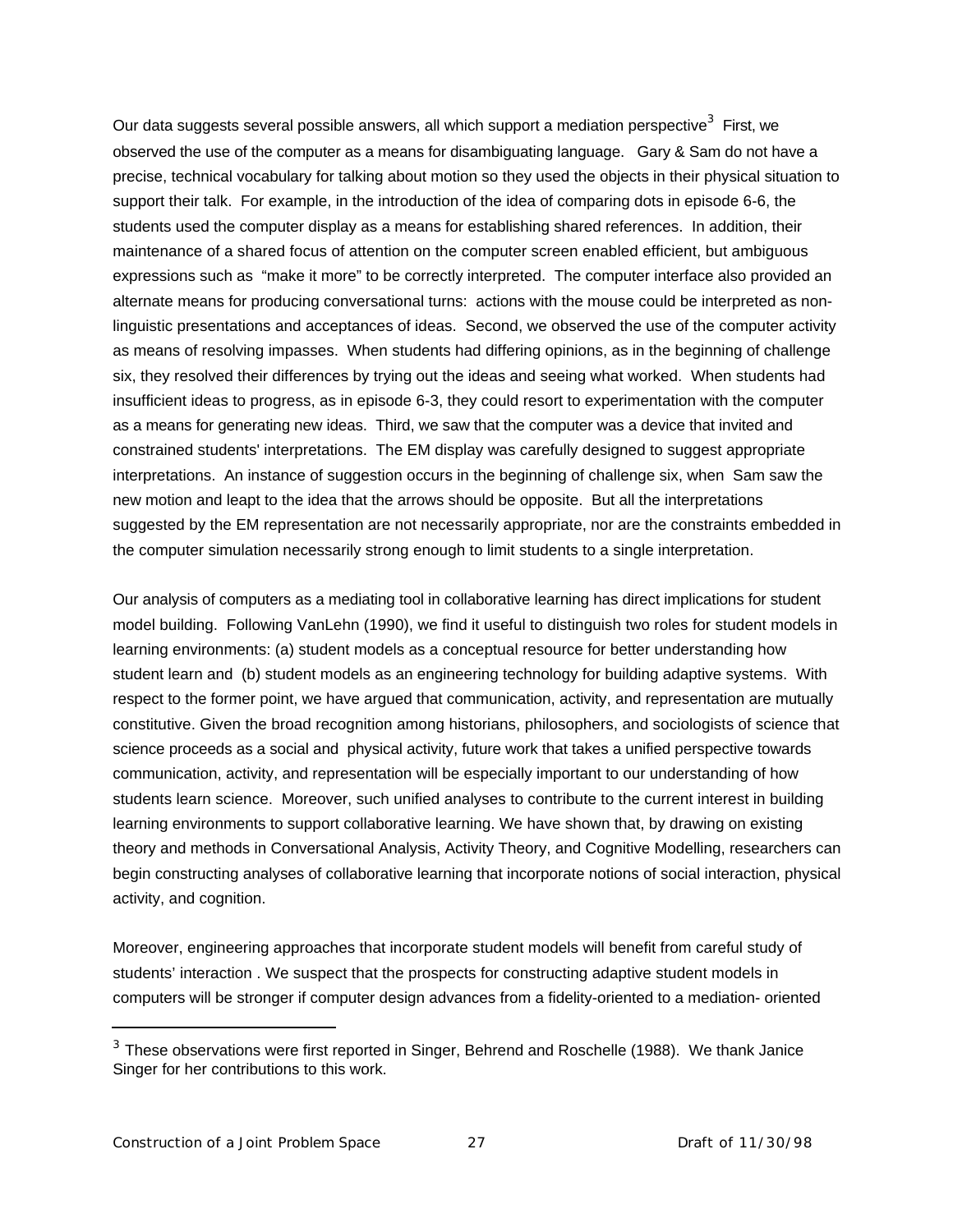Our data suggests several possible answers, all which support a mediation perspective[3] First, we observed the use of the computer as a means for disambiguating language. Gary & Sam do not have a precise, technical vocabulary for talking about motion so they used the objects in their physical situation to support their talk. For example, in the introduction of the idea of comparing dots in episode 6-6, the students used the computer display as a means for establishing shared references. In addition, their maintenance of a shared focus of attention on the computer screen enabled efficient, but ambiguous expressions such as "make it more" to be correctly interpreted. The computer interface also provided an alternate means for producing conversational turns: actions with the mouse could be interpreted as non-linguistic presentations and acceptances of ideas. Second, we observed the use of the computer activity as means of resolving impasses. When students had differing opinions, as in the beginning of challenge six, they resolved their differences by trying out the ideas and seeing what worked. When students had insufficient ideas to progress, as in episode 6-3, they could resort to experimentation with the computer as a means for generating new ideas. Third, we saw that the computer was a device that invited and constrained students' interpretations. The EM display was carefully designed to suggest appropriate interpretations. An instance of suggestion occurs in the beginning of challenge six, when Sam saw the new motion and leapt to the idea that the arrows should be opposite. But all the interpretations suggested by the EM representation are not necessarily appropriate, nor are the constraints embedded in the computer simulation necessarily strong enough to limit students to a single interpretation.

Our analysis of computers as a mediating tool in collaborative learning has direct implications for student model building. Following VanLehn (1990), we find it useful to distinguish two roles for student models in learning environments: (a) student models as a conceptual resource for better understanding how student learn and (b) student models as an engineering technology for building adaptive systems. With respect to the former point, we have argued that communication, activity, and representation are mutually constitutive. Given the broad recognition among historians, philosophers, and sociologists of science that science proceeds as a social and physical activity, future work that takes a unified perspective towards communication, activity, and representation will be especially important to our understanding of how students learn science. Moreover, such unified analyses to contribute to the current interest in building learning environments to support collaborative learning. We have shown that, by drawing on existing theory and methods in Conversational Analysis, Activity Theory, and Cognitive Modelling, researchers can begin constructing analyses of collaborative learning that incorporate notions of social interaction, physical activity, and cognition.

Moreover, engineering approaches that incorporate student models will benefit from careful study of students' interaction . We suspect that the prospects for constructing adaptive student models in computers will be stronger if computer design advances from a fidelity-oriented to a mediation- oriented

[3] These observations were first reported in Singer, Behrend and Roschelle (1988). We thank Janice Singer for her contributions to this work.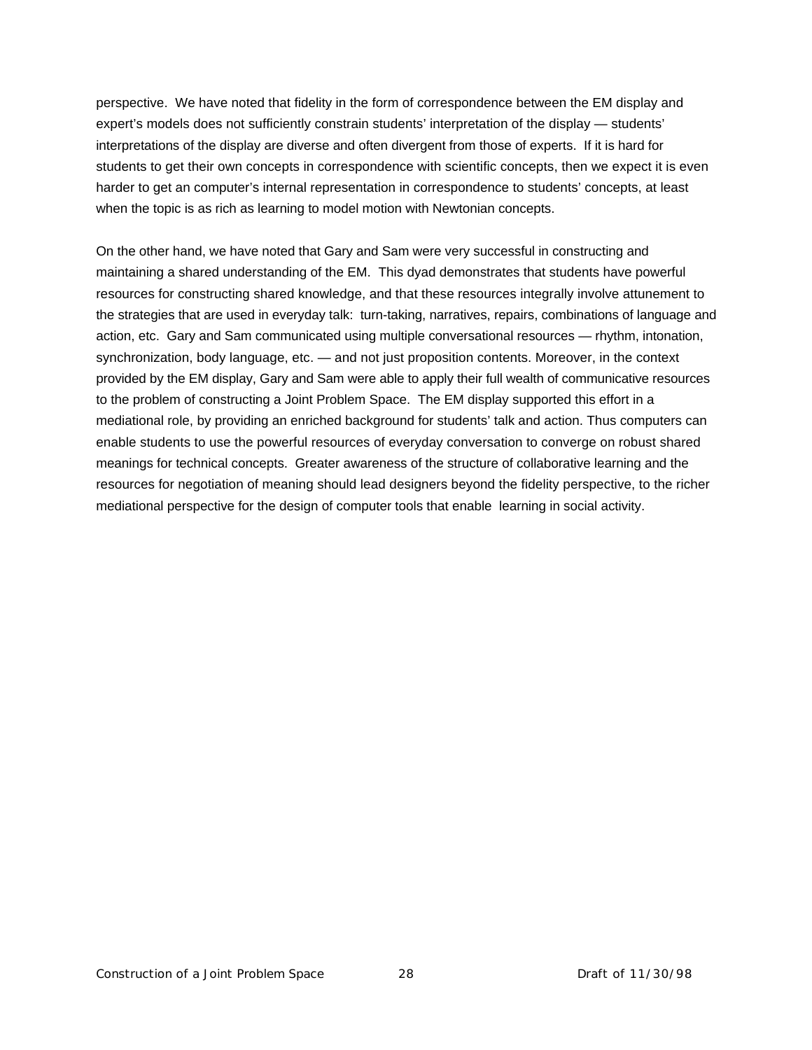perspective. We have noted that fidelity in the form of correspondence between the EM display and expert's models does not sufficiently constrain students' interpretation of the display — students' interpretations of the display are diverse and often divergent from those of experts. If it is hard for students to get their own concepts in correspondence with scientific concepts, then we expect it is even harder to get an computer's internal representation in correspondence to students' concepts, at least when the topic is as rich as learning to model motion with Newtonian concepts.

On the other hand, we have noted that Gary and Sam were very successful in constructing and maintaining a shared understanding of the EM. This dyad demonstrates that students have powerful resources for constructing shared knowledge, and that these resources integrally involve attunement to the strategies that are used in everyday talk: turn-taking, narratives, repairs, combinations of language and action, etc. Gary and Sam communicated using multiple conversational resources — rhythm, intonation, synchronization, body language, etc. — and not just proposition contents. Moreover, in the context provided by the EM display, Gary and Sam were able to apply their full wealth of communicative resources to the problem of constructing a Joint Problem Space. The EM display supported this effort in a mediational role, by providing an enriched background for students' talk and action. Thus computers can enable students to use the powerful resources of everyday conversation to converge on robust shared meanings for technical concepts. Greater awareness of the structure of collaborative learning and the resources for negotiation of meaning should lead designers beyond the fidelity perspective, to the richer mediational perspective for the design of computer tools that enable learning in social activity.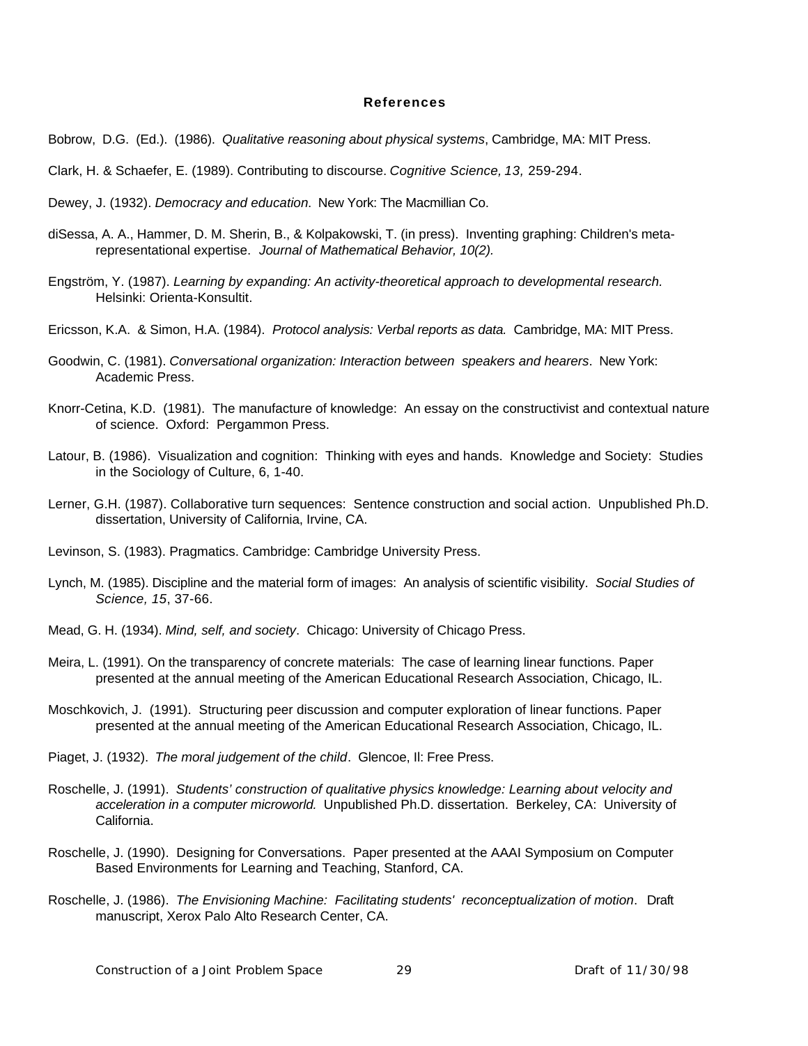## References

Bobrow, D.G. (Ed.). (1986). *Qualitative reasoning about physical systems*, Cambridge, MA: MIT Press.

Clark, H. & Schaefer, E. (1989). Contributing to discourse. *Cognitive Science, 13,* 259-294.

Dewey, J. (1932). *Democracy and education.* New York: The Macmillian Co.

diSessa, A. A., Hammer, D. M. Sherin, B., & Kolpakowski, T. (in press). Inventing graphing: Children's meta-representational expertise. *Journal of Mathematical Behavior, 10(2).*

Engström, Y. (1987). *Learning by expanding: An activity-theoretical approach to developmental research.* Helsinki: Orienta-Konsultit.

Ericsson, K.A. & Simon, H.A. (1984). *Protocol analysis: Verbal reports as data.* Cambridge, MA: MIT Press.

Goodwin, C. (1981). *Conversational organization: Interaction between speakers and hearers*. New York: Academic Press.

Knorr-Cetina, K.D. (1981). The manufacture of knowledge: An essay on the constructivist and contextual nature of science. Oxford: Pergammon Press.

Latour, B. (1986). Visualization and cognition: Thinking with eyes and hands. Knowledge and Society: Studies in the Sociology of Culture, 6, 1-40.

Lerner, G.H. (1987). Collaborative turn sequences: Sentence construction and social action. Unpublished Ph.D. dissertation, University of California, Irvine, CA.

Levinson, S. (1983). Pragmatics. Cambridge: Cambridge University Press.

Lynch, M. (1985). Discipline and the material form of images: An analysis of scientific visibility. *Social Studies of Science, 15*, 37-66.

Mead, G. H. (1934). *Mind, self, and society*. Chicago: University of Chicago Press.

Meira, L. (1991). On the transparency of concrete materials: The case of learning linear functions. Paper presented at the annual meeting of the American Educational Research Association, Chicago, IL.

Moschkovich, J. (1991). Structuring peer discussion and computer exploration of linear functions. Paper presented at the annual meeting of the American Educational Research Association, Chicago, IL.

Piaget, J. (1932). *The moral judgement of the child*. Glencoe, Il: Free Press.

Roschelle, J. (1991). *Students' construction of qualitative physics knowledge: Learning about velocity and acceleration in a computer microworld.* Unpublished Ph.D. dissertation. Berkeley, CA: University of California.

Roschelle, J. (1990). Designing for Conversations. Paper presented at the AAAI Symposium on Computer Based Environments for Learning and Teaching, Stanford, CA.

Roschelle, J. (1986). *The Envisioning Machine: Facilitating students' reconceptualization of motion*. Draft manuscript, Xerox Palo Alto Research Center, CA.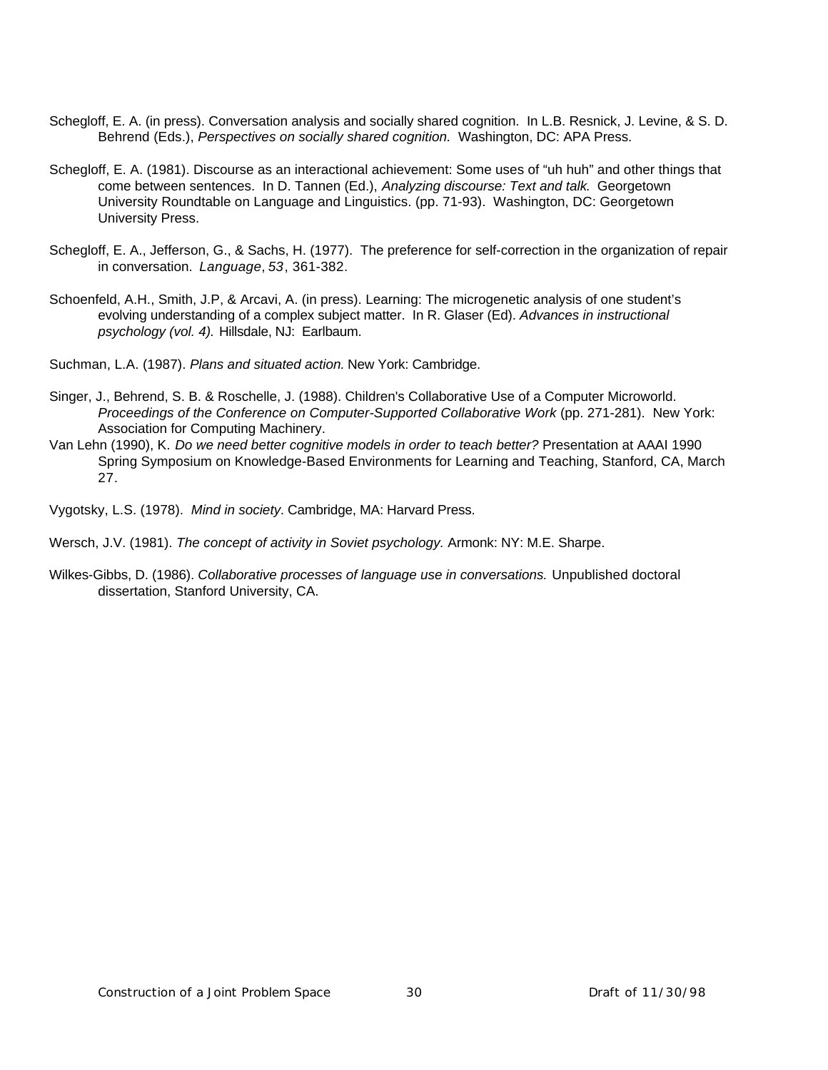Schegloff, E. A. (in press). Conversation analysis and socially shared cognition. In L.B. Resnick, J. Levine, & S. D. Behrend (Eds.), *Perspectives on socially shared cognition.* Washington, DC: APA Press.

Schegloff, E. A. (1981). Discourse as an interactional achievement: Some uses of "uh huh" and other things that come between sentences. In D. Tannen (Ed.), *Analyzing discourse: Text and talk.* Georgetown University Roundtable on Language and Linguistics. (pp. 71-93). Washington, DC: Georgetown University Press.

Schegloff, E. A., Jefferson, G., & Sachs, H. (1977). The preference for self-correction in the organization of repair in conversation. *Language*, *53*, 361-382.

Schoenfeld, A.H., Smith, J.P, & Arcavi, A. (in press). Learning: The microgenetic analysis of one student's evolving understanding of a complex subject matter. In R. Glaser (Ed). *Advances in instructional psychology (vol. 4).* Hillsdale, NJ: Earlbaum.

Suchman, L.A. (1987). *Plans and situated action.* New York: Cambridge.

Singer, J., Behrend, S. B. & Roschelle, J. (1988). Children's Collaborative Use of a Computer Microworld. *Proceedings of the Conference on Computer-Supported Collaborative Work* (pp. 271-281). New York: Association for Computing Machinery.

Van Lehn (1990), K. *Do we need better cognitive models in order to teach better?* Presentation at AAAI 1990 Spring Symposium on Knowledge-Based Environments for Learning and Teaching, Stanford, CA, March 27.

Vygotsky, L.S. (1978). *Mind in society*. Cambridge, MA: Harvard Press.

Wersch, J.V. (1981). *The concept of activity in Soviet psychology.* Armonk: NY: M.E. Sharpe.

Wilkes-Gibbs, D. (1986). *Collaborative processes of language use in conversations.* Unpublished doctoral dissertation, Stanford University, CA.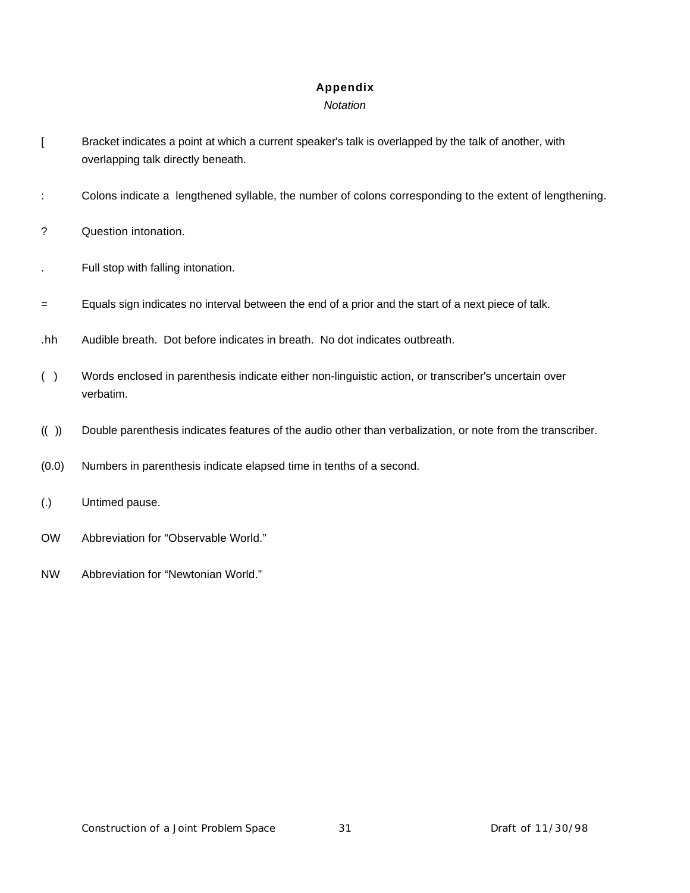## Appendix

*Notation*

| | |
|---|---|
| [ | Bracket indicates a point at which a current speaker's talk is overlapped by the talk of another, with overlapping talk directly beneath. |
| : | Colons indicate a lengthened syllable, the number of colons corresponding to the extent of lengthening. |
| ? | Question intonation. |
| . | Full stop with falling intonation. |
| = | Equals sign indicates no interval between the end of a prior and the start of a next piece of talk. |
| .hh | Audible breath. Dot before indicates in breath. No dot indicates outbreath. |
| ( ) | Words enclosed in parenthesis indicate either non-linguistic action, or transcriber's uncertain over verbatim. |
| (( )) | Double parenthesis indicates features of the audio other than verbalization, or note from the transcriber. |
| (0.0) | Numbers in parenthesis indicate elapsed time in tenths of a second. |
| (.) | Untimed pause. |
| OW | Abbreviation for "Observable World." |
| NW | Abbreviation for "Newtonian World." |